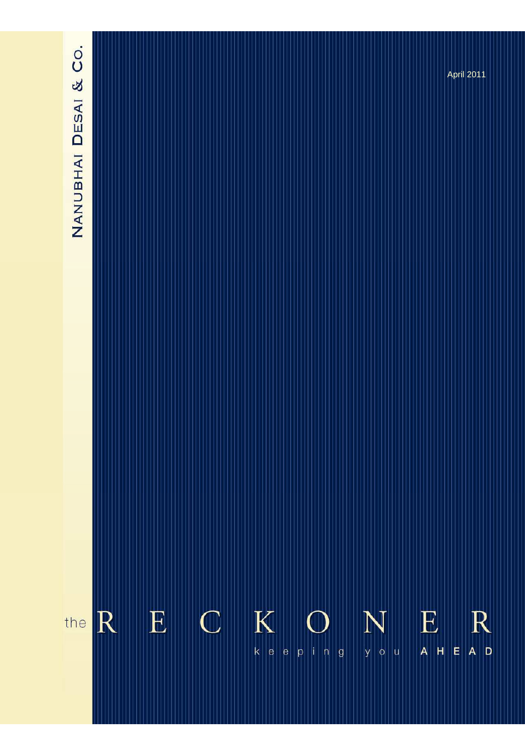NANUBHAI DESAI & CO.

April 2011

# the RECKONER

keeping you AHEAD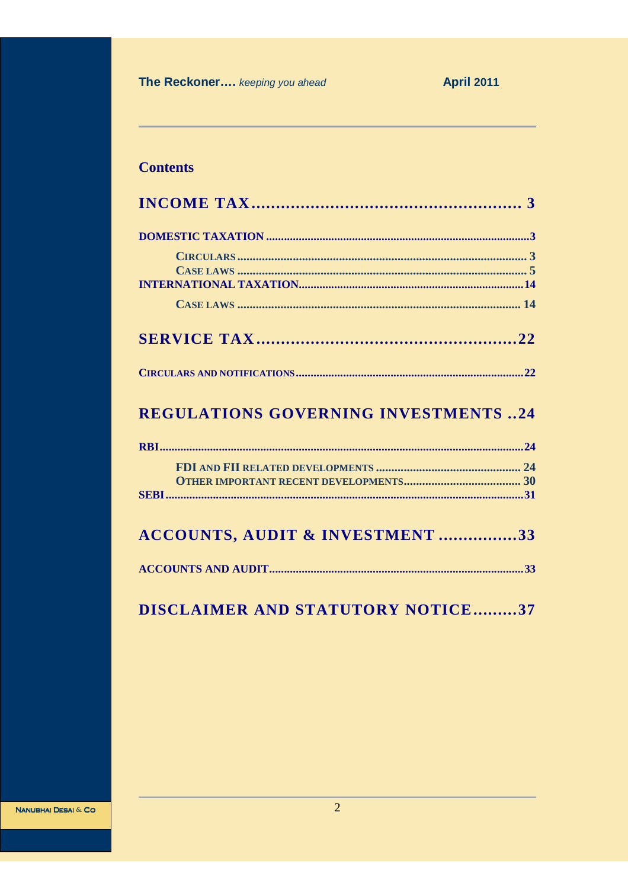## Contents

**INCOME TAX ................................................ 3**

**DOMESTIC TAXATION ................................................ 3**

- **CIRCULARS ................................................ 3**
- **CASE LAWS ................................................ 5**

**INTERNATIONAL TAXATION ................................................ 14**

- **CASE LAWS ................................................ 14**

**SERVICE TAX ................................................ 22**

**CIRCULARS AND NOTIFICATIONS ................................................ 22**

**REGULATIONS GOVERNING INVESTMENTS .. 24**

**RBI ................................................ 24**

- **FDI AND FII RELATED DEVELOPMENTS ................................................ 24**
- **OTHER IMPORTANT RECENT DEVELOPMENTS ................................................ 30**

**SEBI ................................................ 31**

**ACCOUNTS, AUDIT & INVESTMENT ................ 33**

**ACCOUNTS AND AUDIT ................................................ 33**

**DISCLAIMER AND STATUTORY NOTICE ......... 37**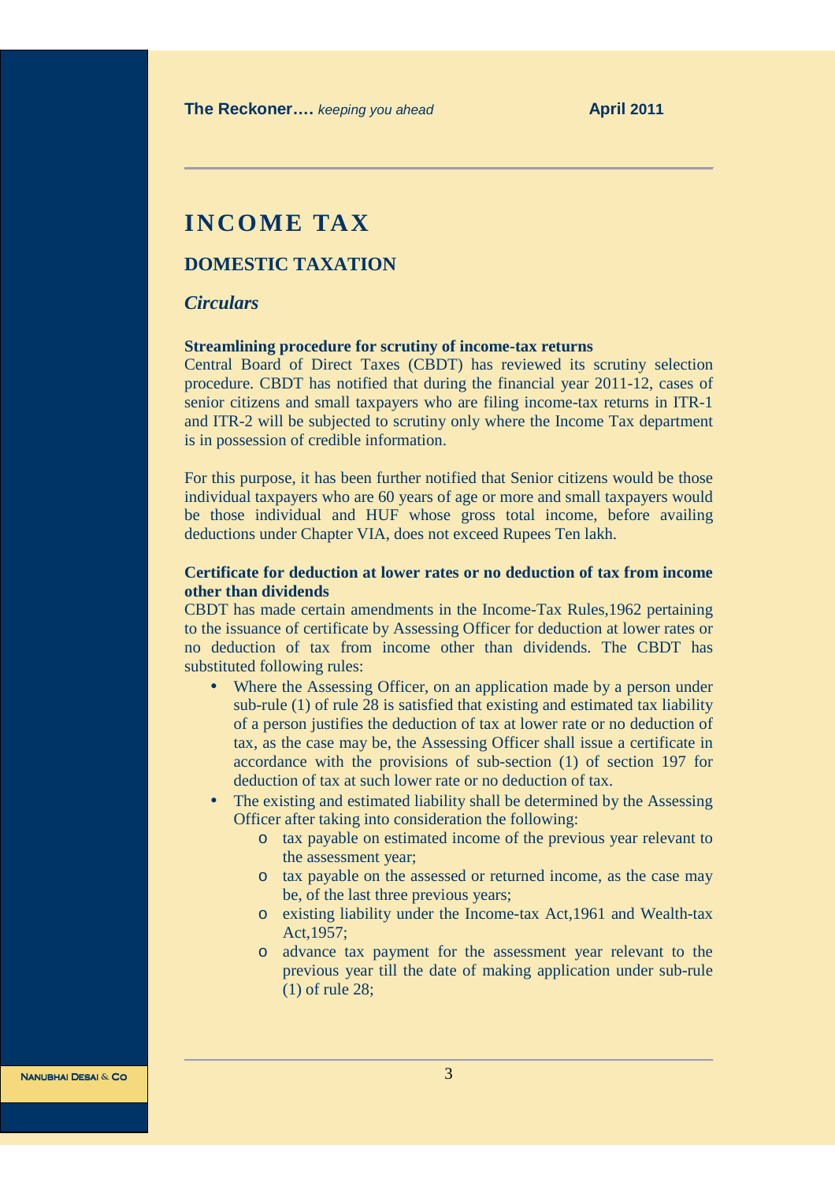# INCOME TAX

## DOMESTIC TAXATION

### *Circulars*

**Streamlining procedure for scrutiny of income-tax returns**

Central Board of Direct Taxes (CBDT) has reviewed its scrutiny selection procedure. CBDT has notified that during the financial year 2011-12, cases of senior citizens and small taxpayers who are filing income-tax returns in ITR-1 and ITR-2 will be subjected to scrutiny only where the Income Tax department is in possession of credible information.

For this purpose, it has been further notified that Senior citizens would be those individual taxpayers who are 60 years of age or more and small taxpayers would be those individual and HUF whose gross total income, before availing deductions under Chapter VIA, does not exceed Rupees Ten lakh.

**Certificate for deduction at lower rates or no deduction of tax from income other than dividends**

CBDT has made certain amendments in the Income-Tax Rules,1962 pertaining to the issuance of certificate by Assessing Officer for deduction at lower rates or no deduction of tax from income other than dividends. The CBDT has substituted following rules:

- Where the Assessing Officer, on an application made by a person under sub-rule (1) of rule 28 is satisfied that existing and estimated tax liability of a person justifies the deduction of tax at lower rate or no deduction of tax, as the case may be, the Assessing Officer shall issue a certificate in accordance with the provisions of sub-section (1) of section 197 for deduction of tax at such lower rate or no deduction of tax.
- The existing and estimated liability shall be determined by the Assessing Officer after taking into consideration the following:
    - tax payable on estimated income of the previous year relevant to the assessment year;
    - tax payable on the assessed or returned income, as the case may be, of the last three previous years;
    - existing liability under the Income-tax Act,1961 and Wealth-tax Act,1957;
    - advance tax payment for the assessment year relevant to the previous year till the date of making application under sub-rule (1) of rule 28;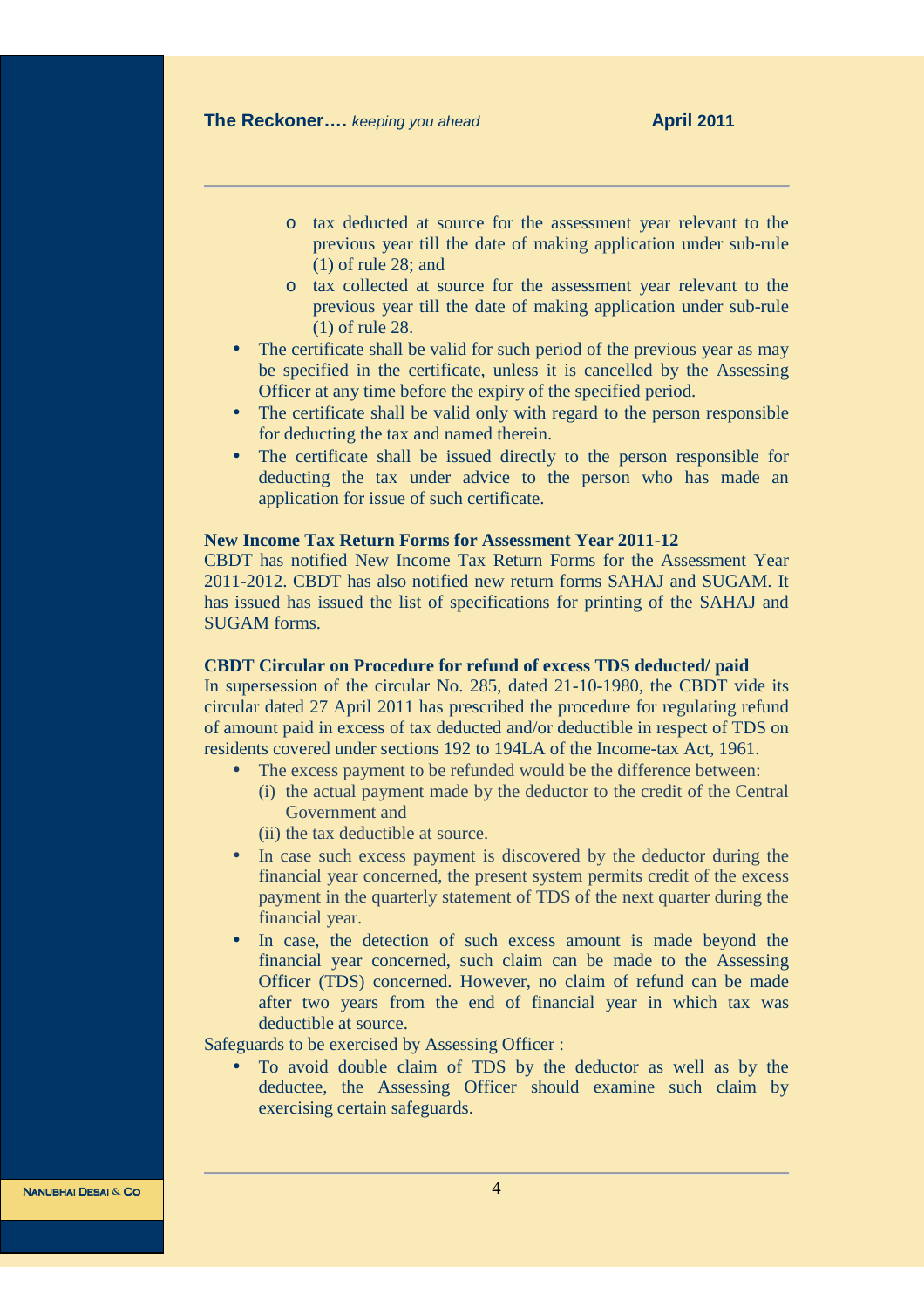- tax deducted at source for the assessment year relevant to the previous year till the date of making application under sub-rule (1) of rule 28; and
    - tax collected at source for the assessment year relevant to the previous year till the date of making application under sub-rule (1) of rule 28.
- The certificate shall be valid for such period of the previous year as may be specified in the certificate, unless it is cancelled by the Assessing Officer at any time before the expiry of the specified period.
- The certificate shall be valid only with regard to the person responsible for deducting the tax and named therein.
- The certificate shall be issued directly to the person responsible for deducting the tax under advice to the person who has made an application for issue of such certificate.

**New Income Tax Return Forms for Assessment Year 2011-12**

CBDT has notified New Income Tax Return Forms for the Assessment Year 2011-2012. CBDT has also notified new return forms SAHAJ and SUGAM. It has issued has issued the list of specifications for printing of the SAHAJ and SUGAM forms.

**CBDT Circular on Procedure for refund of excess TDS deducted/ paid**

In supersession of the circular No. 285, dated 21-10-1980, the CBDT vide its circular dated 27 April 2011 has prescribed the procedure for regulating refund of amount paid in excess of tax deducted and/or deductible in respect of TDS on residents covered under sections 192 to 194LA of the Income-tax Act, 1961.

- The excess payment to be refunded would be the difference between:
  (i) the actual payment made by the deductor to the credit of the Central Government and
  (ii) the tax deductible at source.
- In case such excess payment is discovered by the deductor during the financial year concerned, the present system permits credit of the excess payment in the quarterly statement of TDS of the next quarter during the financial year.
- In case, the detection of such excess amount is made beyond the financial year concerned, such claim can be made to the Assessing Officer (TDS) concerned. However, no claim of refund can be made after two years from the end of financial year in which tax was deductible at source.

Safeguards to be exercised by Assessing Officer :

- To avoid double claim of TDS by the deductor as well as by the deductee, the Assessing Officer should examine such claim by exercising certain safeguards.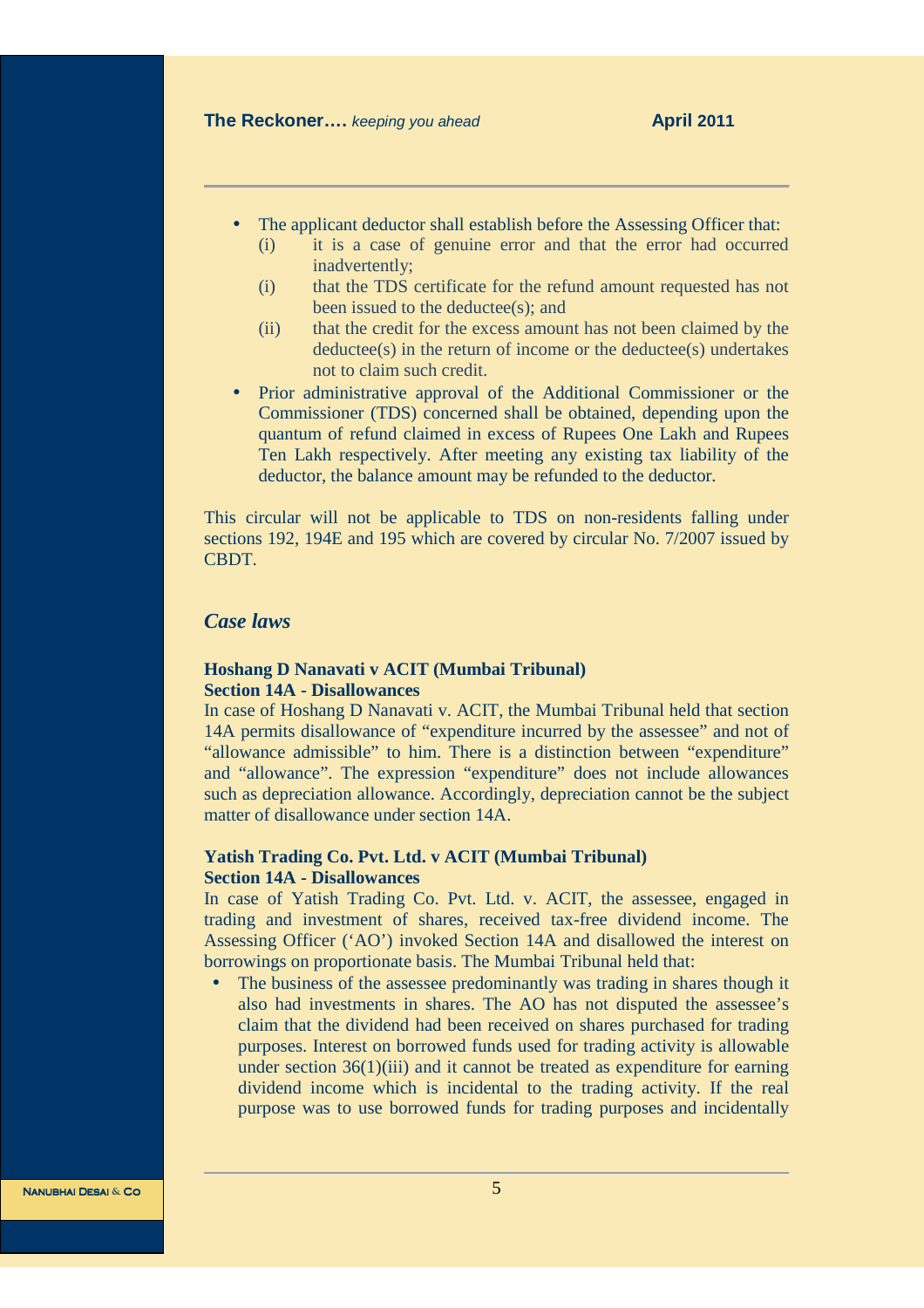- The applicant deductor shall establish before the Assessing Officer that:
  - (i) it is a case of genuine error and that the error had occurred inadvertently;
  - (i) that the TDS certificate for the refund amount requested has not been issued to the deductee(s); and
  - (ii) that the credit for the excess amount has not been claimed by the deductee(s) in the return of income or the deductee(s) undertakes not to claim such credit.
- Prior administrative approval of the Additional Commissioner or the Commissioner (TDS) concerned shall be obtained, depending upon the quantum of refund claimed in excess of Rupees One Lakh and Rupees Ten Lakh respectively. After meeting any existing tax liability of the deductor, the balance amount may be refunded to the deductor.

This circular will not be applicable to TDS on non-residents falling under sections 192, 194E and 195 which are covered by circular No. 7/2007 issued by CBDT.

## *Case laws*

**Hoshang D Nanavati v ACIT (Mumbai Tribunal)**
**Section 14A - Disallowances**

In case of Hoshang D Nanavati v. ACIT, the Mumbai Tribunal held that section 14A permits disallowance of "expenditure incurred by the assessee" and not of "allowance admissible" to him. There is a distinction between "expenditure" and "allowance". The expression "expenditure" does not include allowances such as depreciation allowance. Accordingly, depreciation cannot be the subject matter of disallowance under section 14A.

**Yatish Trading Co. Pvt. Ltd. v ACIT (Mumbai Tribunal)**
**Section 14A - Disallowances**

In case of Yatish Trading Co. Pvt. Ltd. v. ACIT, the assessee, engaged in trading and investment of shares, received tax-free dividend income. The Assessing Officer ('AO') invoked Section 14A and disallowed the interest on borrowings on proportionate basis. The Mumbai Tribunal held that:

- The business of the assessee predominantly was trading in shares though it also had investments in shares. The AO has not disputed the assessee's claim that the dividend had been received on shares purchased for trading purposes. Interest on borrowed funds used for trading activity is allowable under section 36(1)(iii) and it cannot be treated as expenditure for earning dividend income which is incidental to the trading activity. If the real purpose was to use borrowed funds for trading purposes and incidentally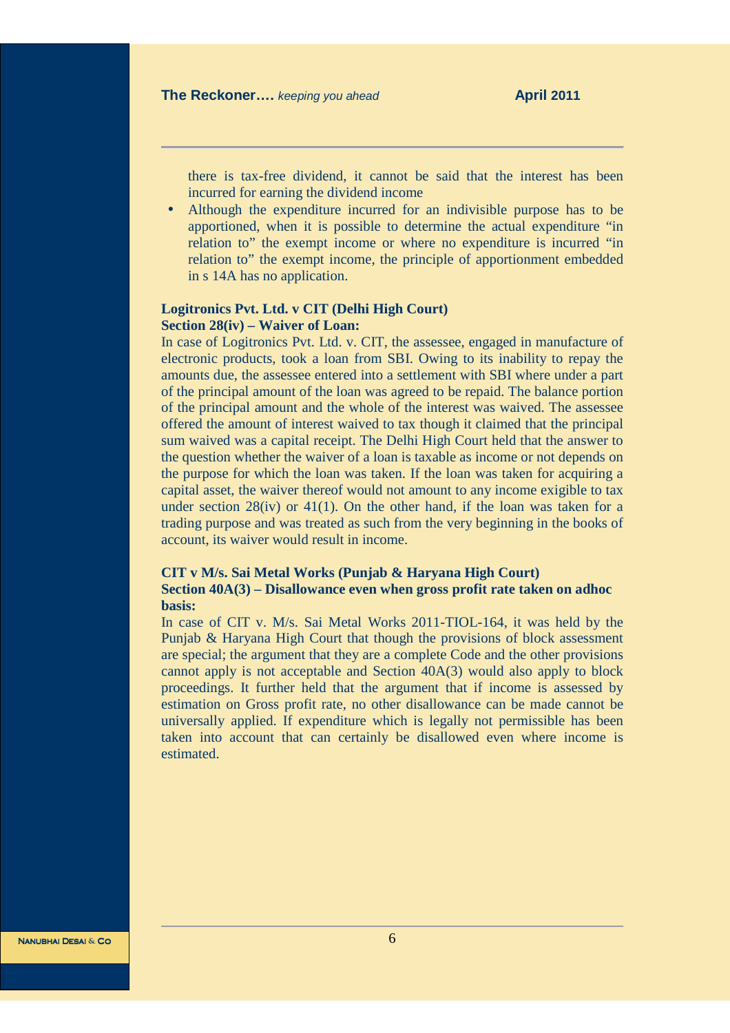there is tax-free dividend, it cannot be said that the interest has been incurred for earning the dividend income

- Although the expenditure incurred for an indivisible purpose has to be apportioned, when it is possible to determine the actual expenditure "in relation to" the exempt income or where no expenditure is incurred "in relation to" the exempt income, the principle of apportionment embedded in s 14A has no application.

**Logitronics Pvt. Ltd. v CIT (Delhi High Court)**
**Section 28(iv) – Waiver of Loan:**

In case of Logitronics Pvt. Ltd. v. CIT, the assessee, engaged in manufacture of electronic products, took a loan from SBI. Owing to its inability to repay the amounts due, the assessee entered into a settlement with SBI where under a part of the principal amount of the loan was agreed to be repaid. The balance portion of the principal amount and the whole of the interest was waived. The assessee offered the amount of interest waived to tax though it claimed that the principal sum waived was a capital receipt. The Delhi High Court held that the answer to the question whether the waiver of a loan is taxable as income or not depends on the purpose for which the loan was taken. If the loan was taken for acquiring a capital asset, the waiver thereof would not amount to any income exigible to tax under section 28(iv) or 41(1). On the other hand, if the loan was taken for a trading purpose and was treated as such from the very beginning in the books of account, its waiver would result in income.

**CIT v M/s. Sai Metal Works (Punjab & Haryana High Court)**
**Section 40A(3) – Disallowance even when gross profit rate taken on adhoc basis:**

In case of CIT v. M/s. Sai Metal Works 2011-TIOL-164, it was held by the Punjab & Haryana High Court that though the provisions of block assessment are special; the argument that they are a complete Code and the other provisions cannot apply is not acceptable and Section 40A(3) would also apply to block proceedings. It further held that the argument that if income is assessed by estimation on Gross profit rate, no other disallowance can be made cannot be universally applied. If expenditure which is legally not permissible has been taken into account that can certainly be disallowed even where income is estimated.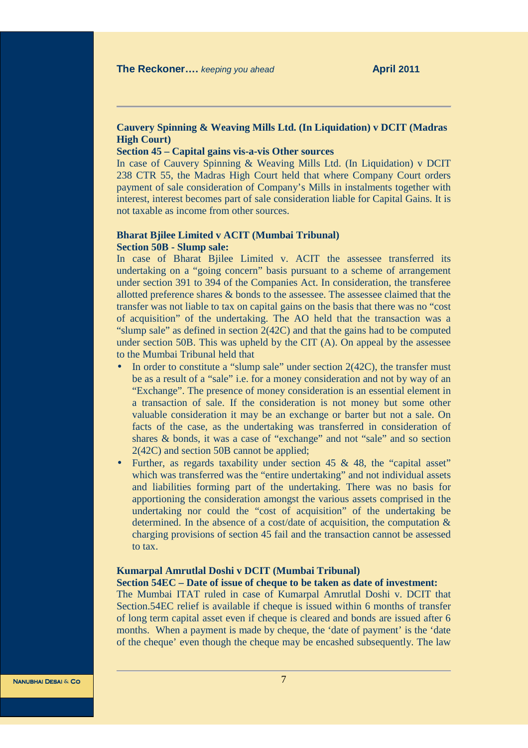**Cauvery Spinning & Weaving Mills Ltd. (In Liquidation) v DCIT (Madras High Court)**

**Section 45 – Capital gains vis-a-vis Other sources**

In case of Cauvery Spinning & Weaving Mills Ltd. (In Liquidation) v DCIT 238 CTR 55, the Madras High Court held that where Company Court orders payment of sale consideration of Company's Mills in instalments together with interest, interest becomes part of sale consideration liable for Capital Gains. It is not taxable as income from other sources.

**Bharat Bjilee Limited v ACIT (Mumbai Tribunal)**

**Section 50B - Slump sale:**

In case of Bharat Bjilee Limited v. ACIT the assessee transferred its undertaking on a "going concern" basis pursuant to a scheme of arrangement under section 391 to 394 of the Companies Act. In consideration, the transferee allotted preference shares & bonds to the assessee. The assessee claimed that the transfer was not liable to tax on capital gains on the basis that there was no "cost of acquisition" of the undertaking. The AO held that the transaction was a "slump sale" as defined in section 2(42C) and that the gains had to be computed under section 50B. This was upheld by the CIT (A). On appeal by the assessee to the Mumbai Tribunal held that

- In order to constitute a "slump sale" under section 2(42C), the transfer must be as a result of a "sale" i.e. for a money consideration and not by way of an "Exchange". The presence of money consideration is an essential element in a transaction of sale. If the consideration is not money but some other valuable consideration it may be an exchange or barter but not a sale. On facts of the case, as the undertaking was transferred in consideration of shares & bonds, it was a case of "exchange" and not "sale" and so section 2(42C) and section 50B cannot be applied;
- Further, as regards taxability under section 45 & 48, the "capital asset" which was transferred was the "entire undertaking" and not individual assets and liabilities forming part of the undertaking. There was no basis for apportioning the consideration amongst the various assets comprised in the undertaking nor could the "cost of acquisition" of the undertaking be determined. In the absence of a cost/date of acquisition, the computation & charging provisions of section 45 fail and the transaction cannot be assessed to tax.

**Kumarpal Amrutlal Doshi v DCIT (Mumbai Tribunal)**

**Section 54EC – Date of issue of cheque to be taken as date of investment:**

The Mumbai ITAT ruled in case of Kumarpal Amrutlal Doshi v. DCIT that Section.54EC relief is available if cheque is issued within 6 months of transfer of long term capital asset even if cheque is cleared and bonds are issued after 6 months. When a payment is made by cheque, the 'date of payment' is the 'date of the cheque' even though the cheque may be encashed subsequently. The law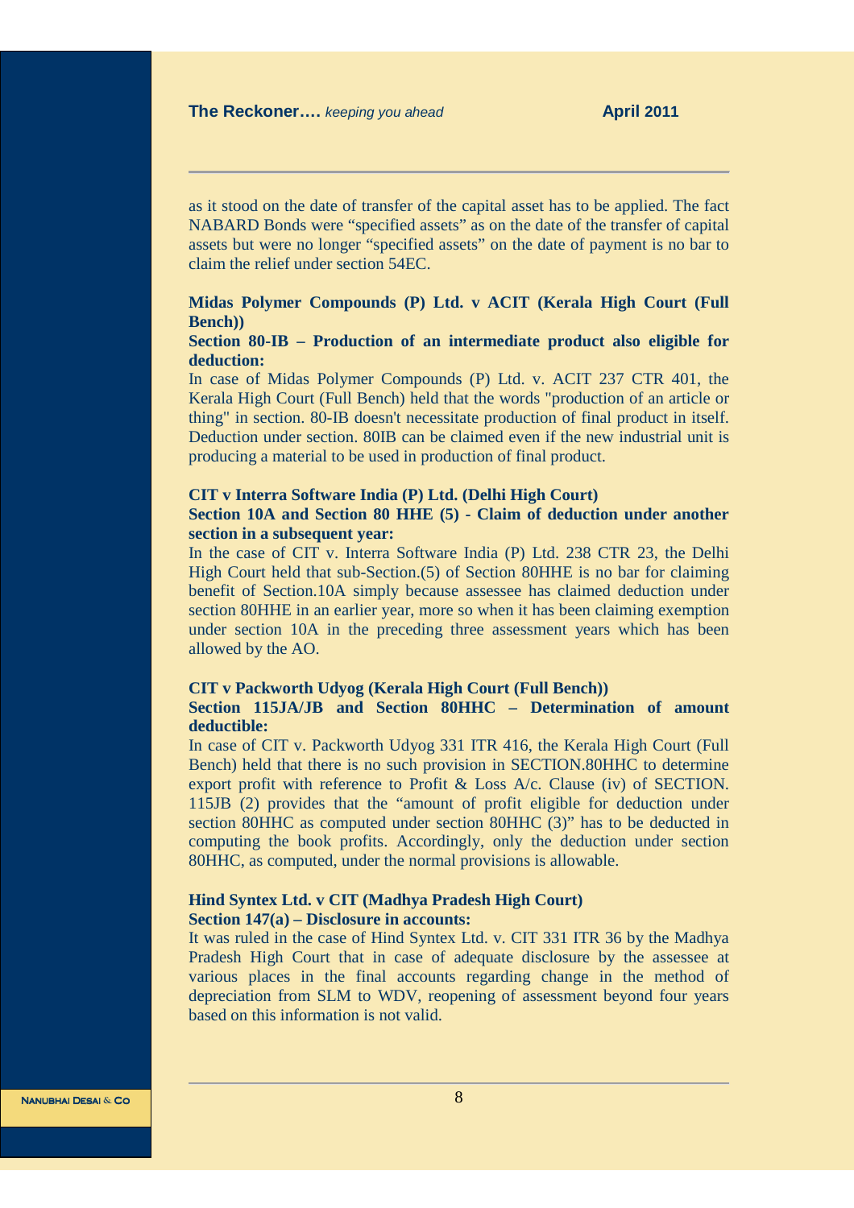as it stood on the date of transfer of the capital asset has to be applied. The fact NABARD Bonds were "specified assets" as on the date of the transfer of capital assets but were no longer "specified assets" on the date of payment is no bar to claim the relief under section 54EC.

**Midas Polymer Compounds (P) Ltd. v ACIT (Kerala High Court (Full Bench))**

**Section 80-IB – Production of an intermediate product also eligible for deduction:**

In case of Midas Polymer Compounds (P) Ltd. v. ACIT 237 CTR 401, the Kerala High Court (Full Bench) held that the words "production of an article or thing" in section. 80-IB doesn't necessitate production of final product in itself. Deduction under section. 80IB can be claimed even if the new industrial unit is producing a material to be used in production of final product.

**CIT v Interra Software India (P) Ltd. (Delhi High Court)**

**Section 10A and Section 80 HHE (5) - Claim of deduction under another section in a subsequent year:**

In the case of CIT v. Interra Software India (P) Ltd. 238 CTR 23, the Delhi High Court held that sub-Section.(5) of Section 80HHE is no bar for claiming benefit of Section.10A simply because assessee has claimed deduction under section 80HHE in an earlier year, more so when it has been claiming exemption under section 10A in the preceding three assessment years which has been allowed by the AO.

**CIT v Packworth Udyog (Kerala High Court (Full Bench))**

**Section 115JA/JB and Section 80HHC – Determination of amount deductible:**

In case of CIT v. Packworth Udyog 331 ITR 416, the Kerala High Court (Full Bench) held that there is no such provision in SECTION.80HHC to determine export profit with reference to Profit & Loss A/c. Clause (iv) of SECTION. 115JB (2) provides that the "amount of profit eligible for deduction under section 80HHC as computed under section 80HHC (3)" has to be deducted in computing the book profits. Accordingly, only the deduction under section 80HHC, as computed, under the normal provisions is allowable.

**Hind Syntex Ltd. v CIT (Madhya Pradesh High Court)**

**Section 147(a) – Disclosure in accounts:**

It was ruled in the case of Hind Syntex Ltd. v. CIT 331 ITR 36 by the Madhya Pradesh High Court that in case of adequate disclosure by the assessee at various places in the final accounts regarding change in the method of depreciation from SLM to WDV, reopening of assessment beyond four years based on this information is not valid.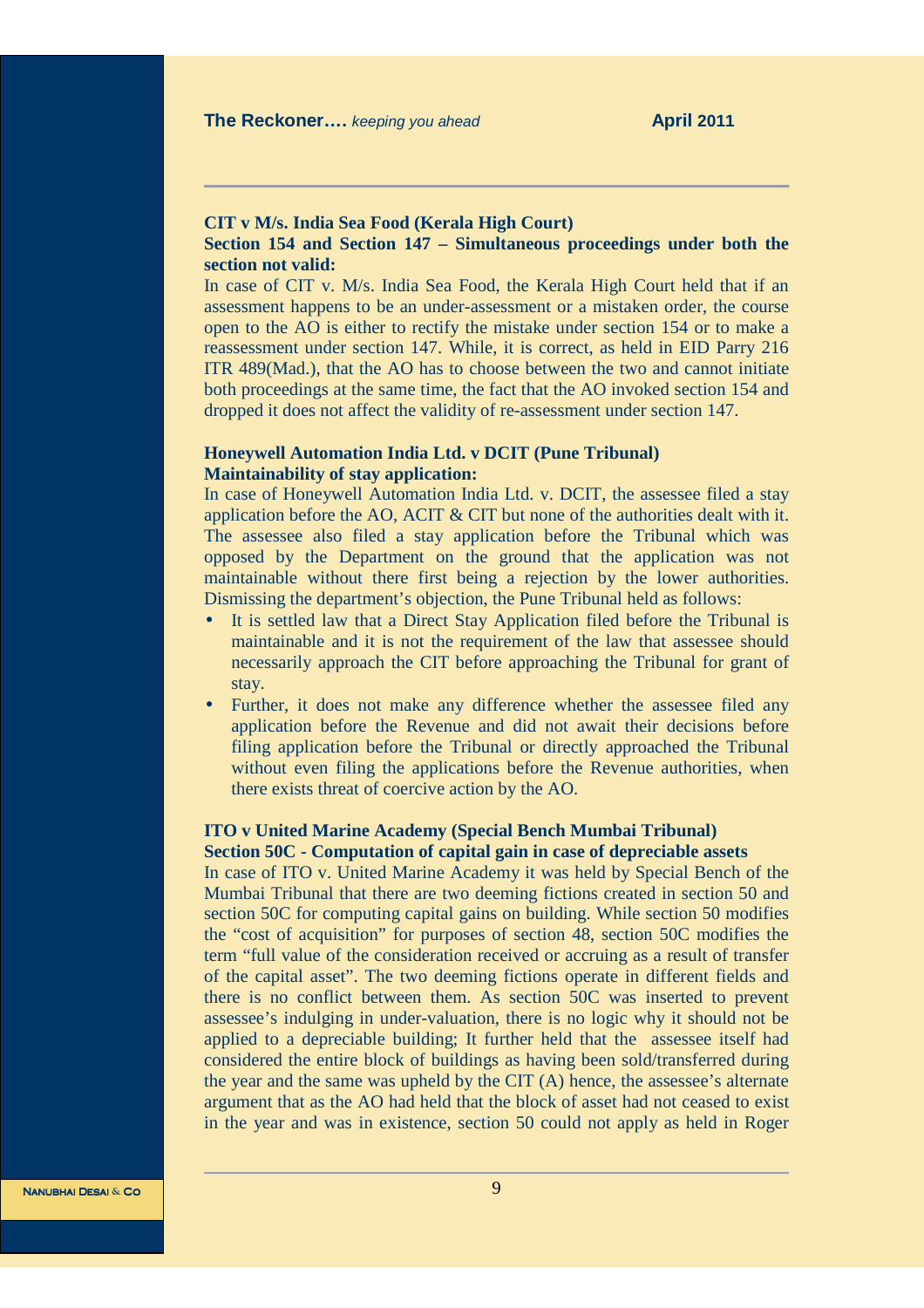**CIT v M/s. India Sea Food (Kerala High Court)**

**Section 154 and Section 147 – Simultaneous proceedings under both the section not valid:**

In case of CIT v. M/s. India Sea Food, the Kerala High Court held that if an assessment happens to be an under-assessment or a mistaken order, the course open to the AO is either to rectify the mistake under section 154 or to make a reassessment under section 147. While, it is correct, as held in EID Parry 216 ITR 489(Mad.), that the AO has to choose between the two and cannot initiate both proceedings at the same time, the fact that the AO invoked section 154 and dropped it does not affect the validity of re-assessment under section 147.

**Honeywell Automation India Ltd. v DCIT (Pune Tribunal)**

**Maintainability of stay application:**

In case of Honeywell Automation India Ltd. v. DCIT, the assessee filed a stay application before the AO, ACIT & CIT but none of the authorities dealt with it. The assessee also filed a stay application before the Tribunal which was opposed by the Department on the ground that the application was not maintainable without there first being a rejection by the lower authorities. Dismissing the department's objection, the Pune Tribunal held as follows:

- It is settled law that a Direct Stay Application filed before the Tribunal is maintainable and it is not the requirement of the law that assessee should necessarily approach the CIT before approaching the Tribunal for grant of stay.
- Further, it does not make any difference whether the assessee filed any application before the Revenue and did not await their decisions before filing application before the Tribunal or directly approached the Tribunal without even filing the applications before the Revenue authorities, when there exists threat of coercive action by the AO.

**ITO v United Marine Academy (Special Bench Mumbai Tribunal)**

**Section 50C - Computation of capital gain in case of depreciable assets**

In case of ITO v. United Marine Academy it was held by Special Bench of the Mumbai Tribunal that there are two deeming fictions created in section 50 and section 50C for computing capital gains on building. While section 50 modifies the "cost of acquisition" for purposes of section 48, section 50C modifies the term "full value of the consideration received or accruing as a result of transfer of the capital asset". The two deeming fictions operate in different fields and there is no conflict between them. As section 50C was inserted to prevent assessee's indulging in under-valuation, there is no logic why it should not be applied to a depreciable building; It further held that the assessee itself had considered the entire block of buildings as having been sold/transferred during the year and the same was upheld by the CIT (A) hence, the assessee's alternate argument that as the AO had held that the block of asset had not ceased to exist in the year and was in existence, section 50 could not apply as held in Roger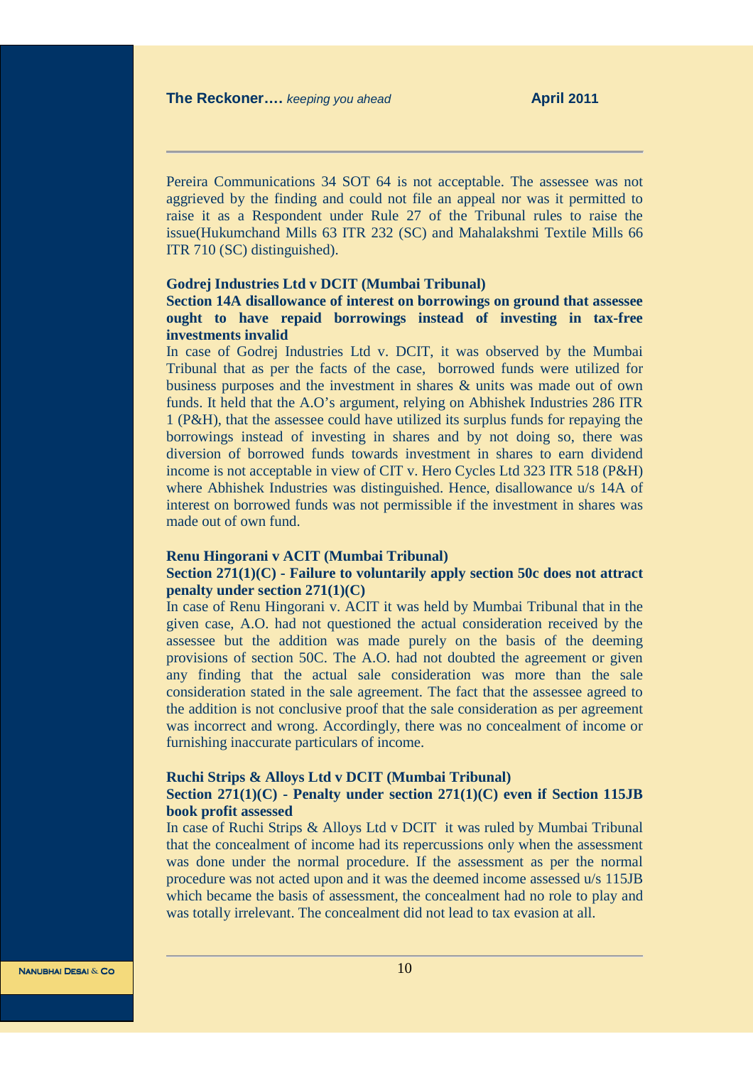Pereira Communications 34 SOT 64 is not acceptable. The assessee was not aggrieved by the finding and could not file an appeal nor was it permitted to raise it as a Respondent under Rule 27 of the Tribunal rules to raise the issue(Hukumchand Mills 63 ITR 232 (SC) and Mahalakshmi Textile Mills 66 ITR 710 (SC) distinguished).

**Godrej Industries Ltd v DCIT (Mumbai Tribunal)**

**Section 14A disallowance of interest on borrowings on ground that assessee ought to have repaid borrowings instead of investing in tax-free investments invalid**

In case of Godrej Industries Ltd v. DCIT, it was observed by the Mumbai Tribunal that as per the facts of the case, borrowed funds were utilized for business purposes and the investment in shares & units was made out of own funds. It held that the A.O's argument, relying on Abhishek Industries 286 ITR 1 (P&H), that the assessee could have utilized its surplus funds for repaying the borrowings instead of investing in shares and by not doing so, there was diversion of borrowed funds towards investment in shares to earn dividend income is not acceptable in view of CIT v. Hero Cycles Ltd 323 ITR 518 (P&H) where Abhishek Industries was distinguished. Hence, disallowance u/s 14A of interest on borrowed funds was not permissible if the investment in shares was made out of own fund.

**Renu Hingorani v ACIT (Mumbai Tribunal)**

**Section 271(1)(C) - Failure to voluntarily apply section 50c does not attract penalty under section 271(1)(C)**

In case of Renu Hingorani v. ACIT it was held by Mumbai Tribunal that in the given case, A.O. had not questioned the actual consideration received by the assessee but the addition was made purely on the basis of the deeming provisions of section 50C. The A.O. had not doubted the agreement or given any finding that the actual sale consideration was more than the sale consideration stated in the sale agreement. The fact that the assessee agreed to the addition is not conclusive proof that the sale consideration as per agreement was incorrect and wrong. Accordingly, there was no concealment of income or furnishing inaccurate particulars of income.

**Ruchi Strips & Alloys Ltd v DCIT (Mumbai Tribunal)**

**Section 271(1)(C) - Penalty under section 271(1)(C) even if Section 115JB book profit assessed**

In case of Ruchi Strips & Alloys Ltd v DCIT it was ruled by Mumbai Tribunal that the concealment of income had its repercussions only when the assessment was done under the normal procedure. If the assessment as per the normal procedure was not acted upon and it was the deemed income assessed u/s 115JB which became the basis of assessment, the concealment had no role to play and was totally irrelevant. The concealment did not lead to tax evasion at all.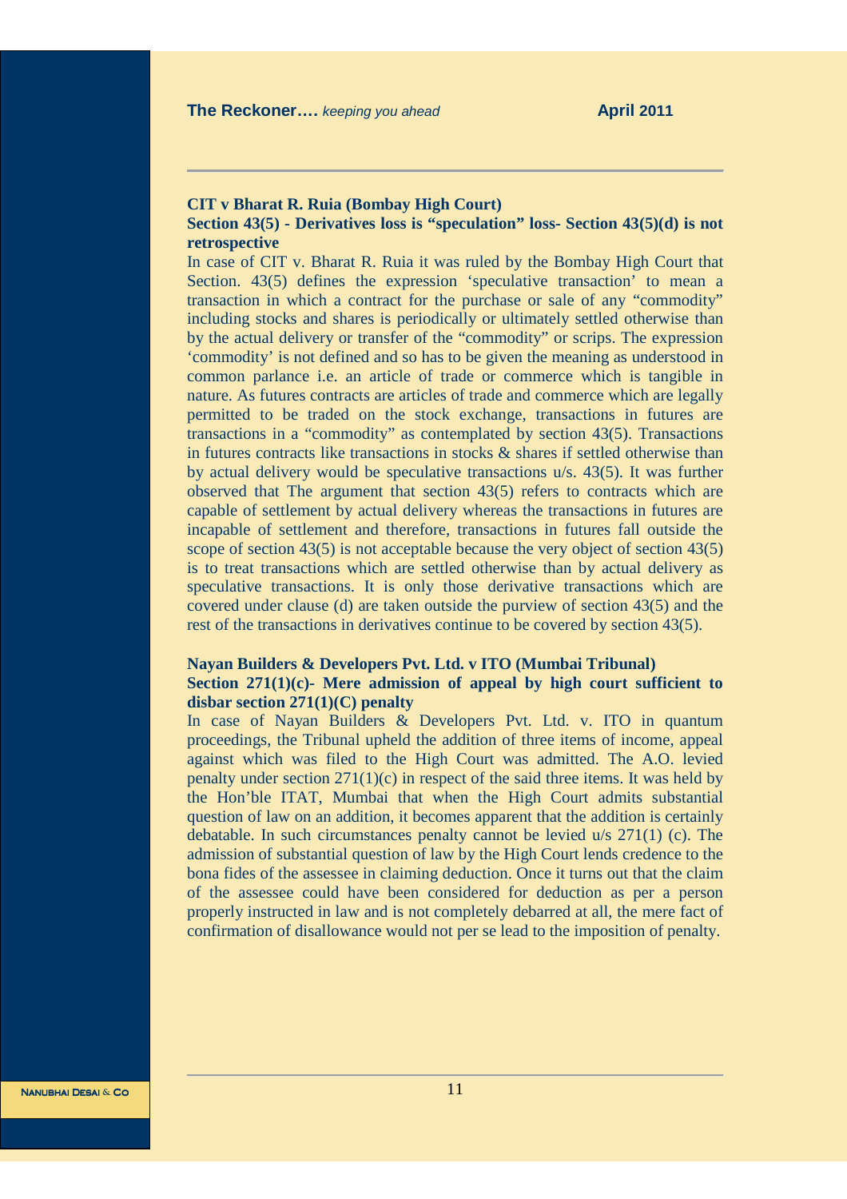**CIT v Bharat R. Ruia (Bombay High Court)**

**Section 43(5) - Derivatives loss is "speculation" loss- Section 43(5)(d) is not retrospective**

In case of CIT v. Bharat R. Ruia it was ruled by the Bombay High Court that Section. 43(5) defines the expression 'speculative transaction' to mean a transaction in which a contract for the purchase or sale of any "commodity" including stocks and shares is periodically or ultimately settled otherwise than by the actual delivery or transfer of the "commodity" or scrips. The expression 'commodity' is not defined and so has to be given the meaning as understood in common parlance i.e. an article of trade or commerce which is tangible in nature. As futures contracts are articles of trade and commerce which are legally permitted to be traded on the stock exchange, transactions in futures are transactions in a "commodity" as contemplated by section 43(5). Transactions in futures contracts like transactions in stocks & shares if settled otherwise than by actual delivery would be speculative transactions u/s. 43(5). It was further observed that The argument that section 43(5) refers to contracts which are capable of settlement by actual delivery whereas the transactions in futures are incapable of settlement and therefore, transactions in futures fall outside the scope of section 43(5) is not acceptable because the very object of section 43(5) is to treat transactions which are settled otherwise than by actual delivery as speculative transactions. It is only those derivative transactions which are covered under clause (d) are taken outside the purview of section 43(5) and the rest of the transactions in derivatives continue to be covered by section 43(5).

**Nayan Builders & Developers Pvt. Ltd. v ITO (Mumbai Tribunal)**

**Section 271(1)(c)- Mere admission of appeal by high court sufficient to disbar section 271(1)(C) penalty**

In case of Nayan Builders & Developers Pvt. Ltd. v. ITO in quantum proceedings, the Tribunal upheld the addition of three items of income, appeal against which was filed to the High Court was admitted. The A.O. levied penalty under section 271(1)(c) in respect of the said three items. It was held by the Hon'ble ITAT, Mumbai that when the High Court admits substantial question of law on an addition, it becomes apparent that the addition is certainly debatable. In such circumstances penalty cannot be levied u/s 271(1) (c). The admission of substantial question of law by the High Court lends credence to the bona fides of the assessee in claiming deduction. Once it turns out that the claim of the assessee could have been considered for deduction as per a person properly instructed in law and is not completely debarred at all, the mere fact of confirmation of disallowance would not per se lead to the imposition of penalty.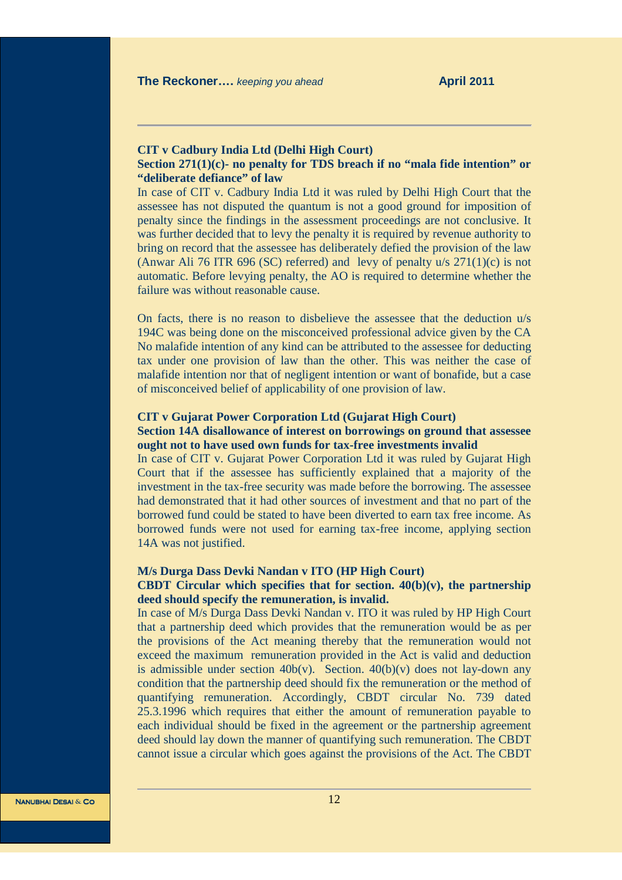**CIT v Cadbury India Ltd (Delhi High Court)**

**Section 271(1)(c)- no penalty for TDS breach if no "mala fide intention" or "deliberate defiance" of law**

In case of CIT v. Cadbury India Ltd it was ruled by Delhi High Court that the assessee has not disputed the quantum is not a good ground for imposition of penalty since the findings in the assessment proceedings are not conclusive. It was further decided that to levy the penalty it is required by revenue authority to bring on record that the assessee has deliberately defied the provision of the law (Anwar Ali 76 ITR 696 (SC) referred) and levy of penalty u/s 271(1)(c) is not automatic. Before levying penalty, the AO is required to determine whether the failure was without reasonable cause.

On facts, there is no reason to disbelieve the assessee that the deduction u/s 194C was being done on the misconceived professional advice given by the CA No malafide intention of any kind can be attributed to the assessee for deducting tax under one provision of law than the other. This was neither the case of malafide intention nor that of negligent intention or want of bonafide, but a case of misconceived belief of applicability of one provision of law.

**CIT v Gujarat Power Corporation Ltd (Gujarat High Court)**

**Section 14A disallowance of interest on borrowings on ground that assessee ought not to have used own funds for tax-free investments invalid**

In case of CIT v. Gujarat Power Corporation Ltd it was ruled by Gujarat High Court that if the assessee has sufficiently explained that a majority of the investment in the tax-free security was made before the borrowing. The assessee had demonstrated that it had other sources of investment and that no part of the borrowed fund could be stated to have been diverted to earn tax free income. As borrowed funds were not used for earning tax-free income, applying section 14A was not justified.

**M/s Durga Dass Devki Nandan v ITO (HP High Court)**

**CBDT Circular which specifies that for section. 40(b)(v), the partnership deed should specify the remuneration, is invalid.**

In case of M/s Durga Dass Devki Nandan v. ITO it was ruled by HP High Court that a partnership deed which provides that the remuneration would be as per the provisions of the Act meaning thereby that the remuneration would not exceed the maximum remuneration provided in the Act is valid and deduction is admissible under section 40b(v). Section. 40(b)(v) does not lay-down any condition that the partnership deed should fix the remuneration or the method of quantifying remuneration. Accordingly, CBDT circular No. 739 dated 25.3.1996 which requires that either the amount of remuneration payable to each individual should be fixed in the agreement or the partnership agreement deed should lay down the manner of quantifying such remuneration. The CBDT cannot issue a circular which goes against the provisions of the Act. The CBDT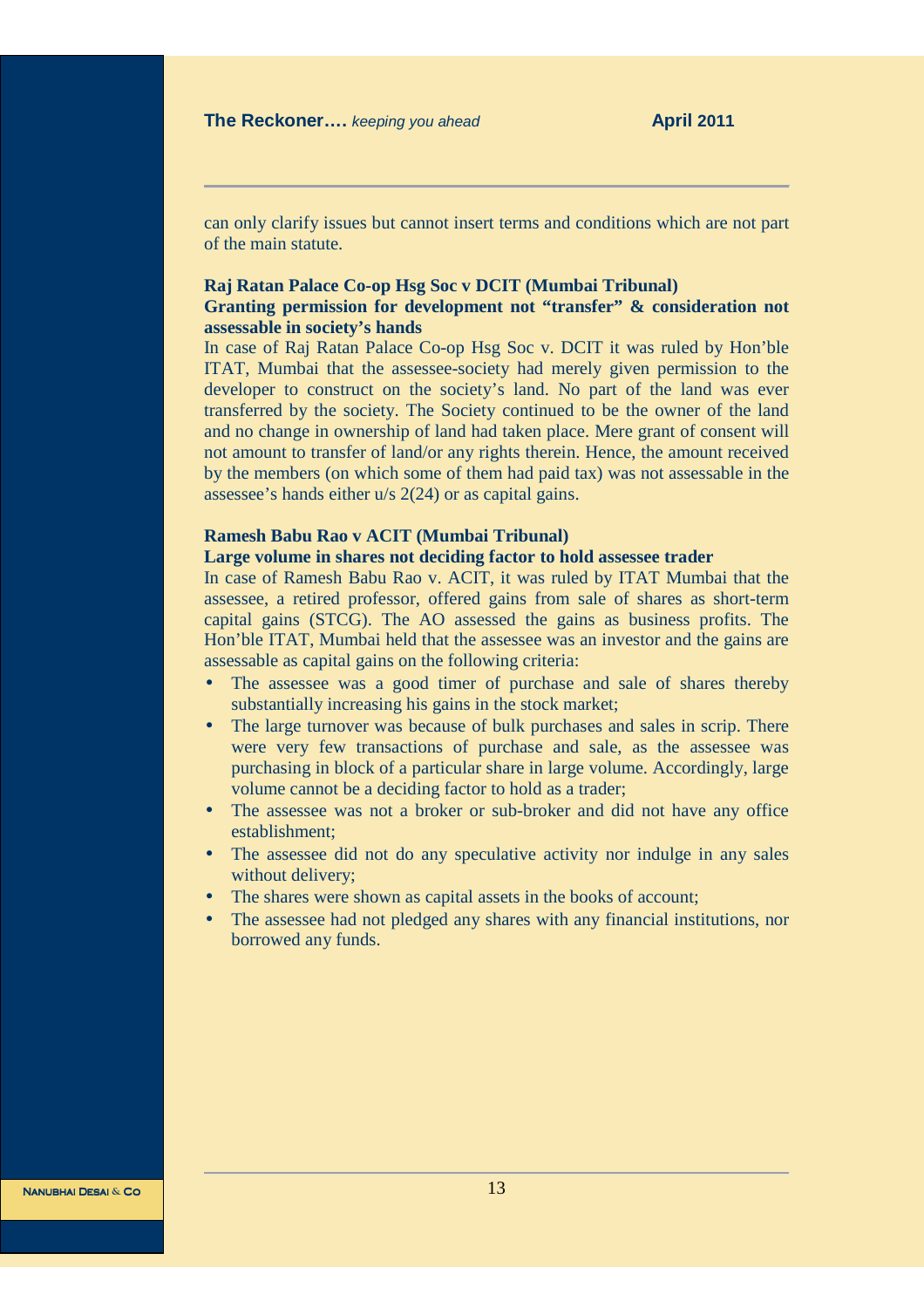can only clarify issues but cannot insert terms and conditions which are not part of the main statute.

**Raj Ratan Palace Co-op Hsg Soc v DCIT (Mumbai Tribunal)**
**Granting permission for development not "transfer" & consideration not assessable in society's hands**

In case of Raj Ratan Palace Co-op Hsg Soc v. DCIT it was ruled by Hon'ble ITAT, Mumbai that the assessee-society had merely given permission to the developer to construct on the society's land. No part of the land was ever transferred by the society. The Society continued to be the owner of the land and no change in ownership of land had taken place. Mere grant of consent will not amount to transfer of land/or any rights therein. Hence, the amount received by the members (on which some of them had paid tax) was not assessable in the assessee's hands either u/s 2(24) or as capital gains.

**Ramesh Babu Rao v ACIT (Mumbai Tribunal)**
**Large volume in shares not deciding factor to hold assessee trader**

In case of Ramesh Babu Rao v. ACIT, it was ruled by ITAT Mumbai that the assessee, a retired professor, offered gains from sale of shares as short-term capital gains (STCG). The AO assessed the gains as business profits. The Hon'ble ITAT, Mumbai held that the assessee was an investor and the gains are assessable as capital gains on the following criteria:

- The assessee was a good timer of purchase and sale of shares thereby substantially increasing his gains in the stock market;
- The large turnover was because of bulk purchases and sales in scrip. There were very few transactions of purchase and sale, as the assessee was purchasing in block of a particular share in large volume. Accordingly, large volume cannot be a deciding factor to hold as a trader;
- The assessee was not a broker or sub-broker and did not have any office establishment;
- The assessee did not do any speculative activity nor indulge in any sales without delivery;
- The shares were shown as capital assets in the books of account;
- The assessee had not pledged any shares with any financial institutions, nor borrowed any funds.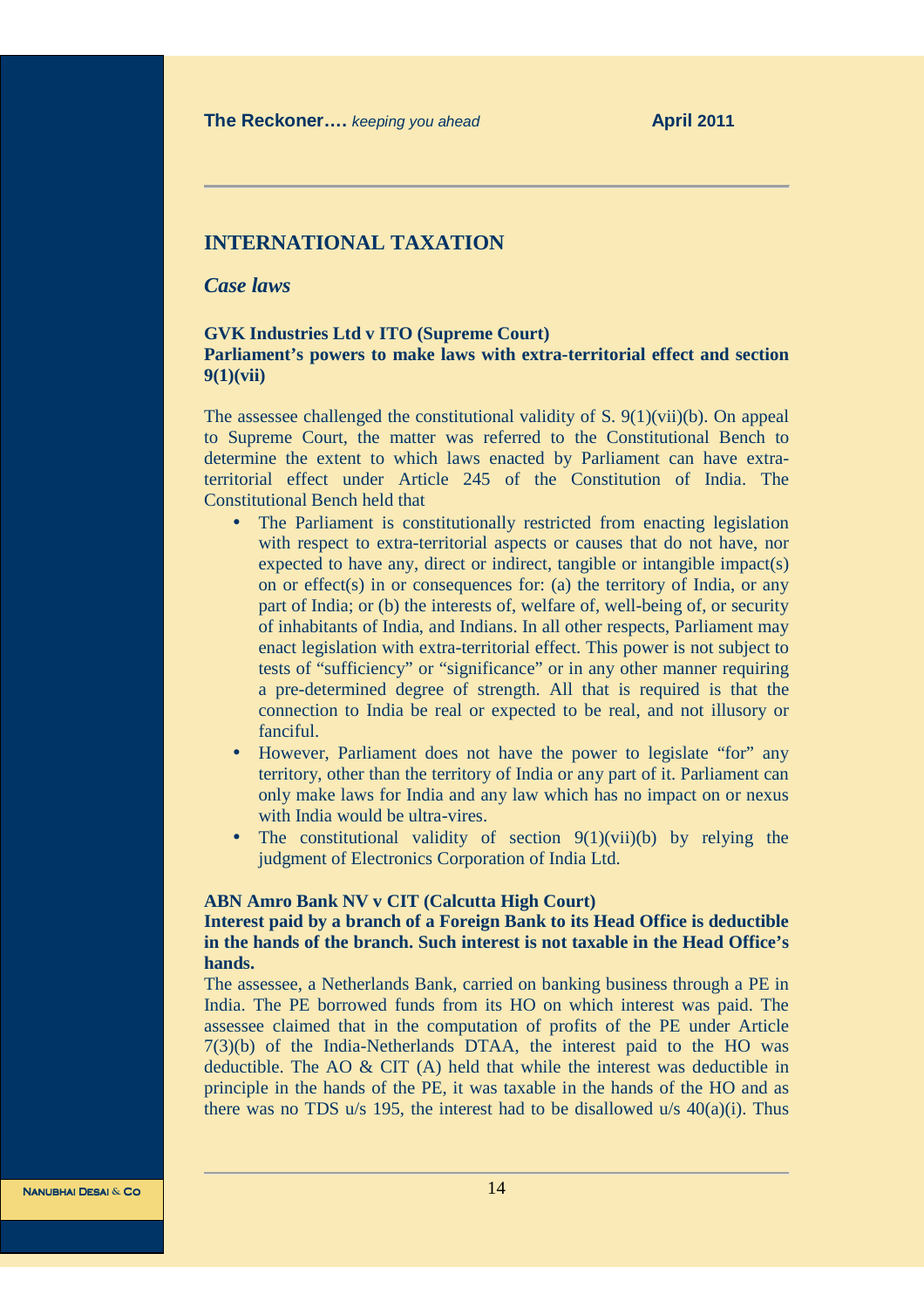## INTERNATIONAL TAXATION

### *Case laws*

**GVK Industries Ltd v ITO (Supreme Court)**
**Parliament's powers to make laws with extra-territorial effect and section 9(1)(vii)**

The assessee challenged the constitutional validity of S. 9(1)(vii)(b). On appeal to Supreme Court, the matter was referred to the Constitutional Bench to determine the extent to which laws enacted by Parliament can have extra-territorial effect under Article 245 of the Constitution of India. The Constitutional Bench held that

- The Parliament is constitutionally restricted from enacting legislation with respect to extra-territorial aspects or causes that do not have, nor expected to have any, direct or indirect, tangible or intangible impact(s) on or effect(s) in or consequences for: (a) the territory of India, or any part of India; or (b) the interests of, welfare of, well-being of, or security of inhabitants of India, and Indians. In all other respects, Parliament may enact legislation with extra-territorial effect. This power is not subject to tests of "sufficiency" or "significance" or in any other manner requiring a pre-determined degree of strength. All that is required is that the connection to India be real or expected to be real, and not illusory or fanciful.
- However, Parliament does not have the power to legislate "for" any territory, other than the territory of India or any part of it. Parliament can only make laws for India and any law which has no impact on or nexus with India would be ultra-vires.
- The constitutional validity of section 9(1)(vii)(b) by relying the judgment of Electronics Corporation of India Ltd.

**ABN Amro Bank NV v CIT (Calcutta High Court)**
**Interest paid by a branch of a Foreign Bank to its Head Office is deductible in the hands of the branch. Such interest is not taxable in the Head Office's hands.**

The assessee, a Netherlands Bank, carried on banking business through a PE in India. The PE borrowed funds from its HO on which interest was paid. The assessee claimed that in the computation of profits of the PE under Article 7(3)(b) of the India-Netherlands DTAA, the interest paid to the HO was deductible. The AO & CIT (A) held that while the interest was deductible in principle in the hands of the PE, it was taxable in the hands of the HO and as there was no TDS u/s 195, the interest had to be disallowed u/s 40(a)(i). Thus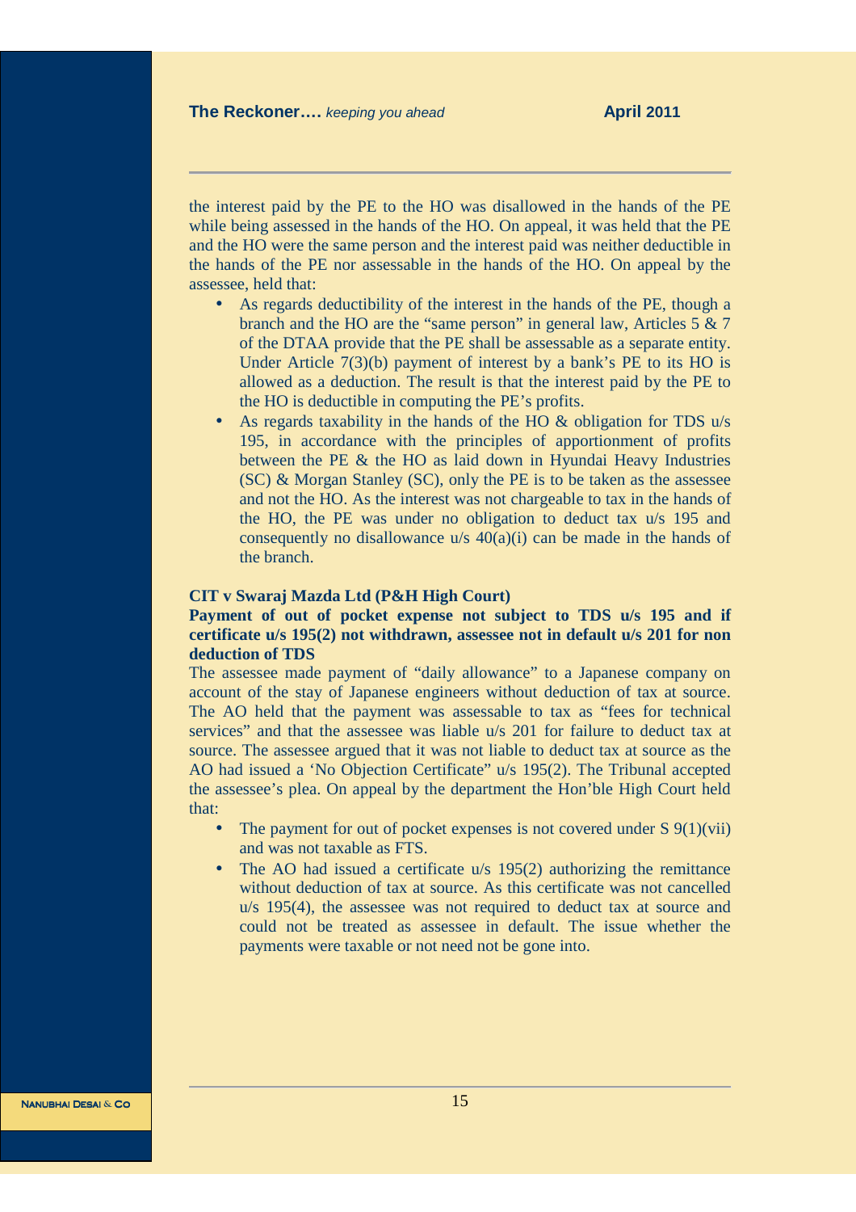the interest paid by the PE to the HO was disallowed in the hands of the PE while being assessed in the hands of the HO. On appeal, it was held that the PE and the HO were the same person and the interest paid was neither deductible in the hands of the PE nor assessable in the hands of the HO. On appeal by the assessee, held that:

- As regards deductibility of the interest in the hands of the PE, though a branch and the HO are the "same person" in general law, Articles 5 & 7 of the DTAA provide that the PE shall be assessable as a separate entity. Under Article 7(3)(b) payment of interest by a bank's PE to its HO is allowed as a deduction. The result is that the interest paid by the PE to the HO is deductible in computing the PE's profits.
- As regards taxability in the hands of the HO & obligation for TDS u/s 195, in accordance with the principles of apportionment of profits between the PE & the HO as laid down in Hyundai Heavy Industries (SC) & Morgan Stanley (SC), only the PE is to be taken as the assessee and not the HO. As the interest was not chargeable to tax in the hands of the HO, the PE was under no obligation to deduct tax u/s 195 and consequently no disallowance u/s 40(a)(i) can be made in the hands of the branch.

**CIT v Swaraj Mazda Ltd (P&H High Court)**

**Payment of out of pocket expense not subject to TDS u/s 195 and if certificate u/s 195(2) not withdrawn, assessee not in default u/s 201 for non deduction of TDS**

The assessee made payment of "daily allowance" to a Japanese company on account of the stay of Japanese engineers without deduction of tax at source. The AO held that the payment was assessable to tax as "fees for technical services" and that the assessee was liable u/s 201 for failure to deduct tax at source. The assessee argued that it was not liable to deduct tax at source as the AO had issued a 'No Objection Certificate" u/s 195(2). The Tribunal accepted the assessee's plea. On appeal by the department the Hon'ble High Court held that:

- The payment for out of pocket expenses is not covered under S 9(1)(vii) and was not taxable as FTS.
- The AO had issued a certificate u/s 195(2) authorizing the remittance without deduction of tax at source. As this certificate was not cancelled u/s 195(4), the assessee was not required to deduct tax at source and could not be treated as assessee in default. The issue whether the payments were taxable or not need not be gone into.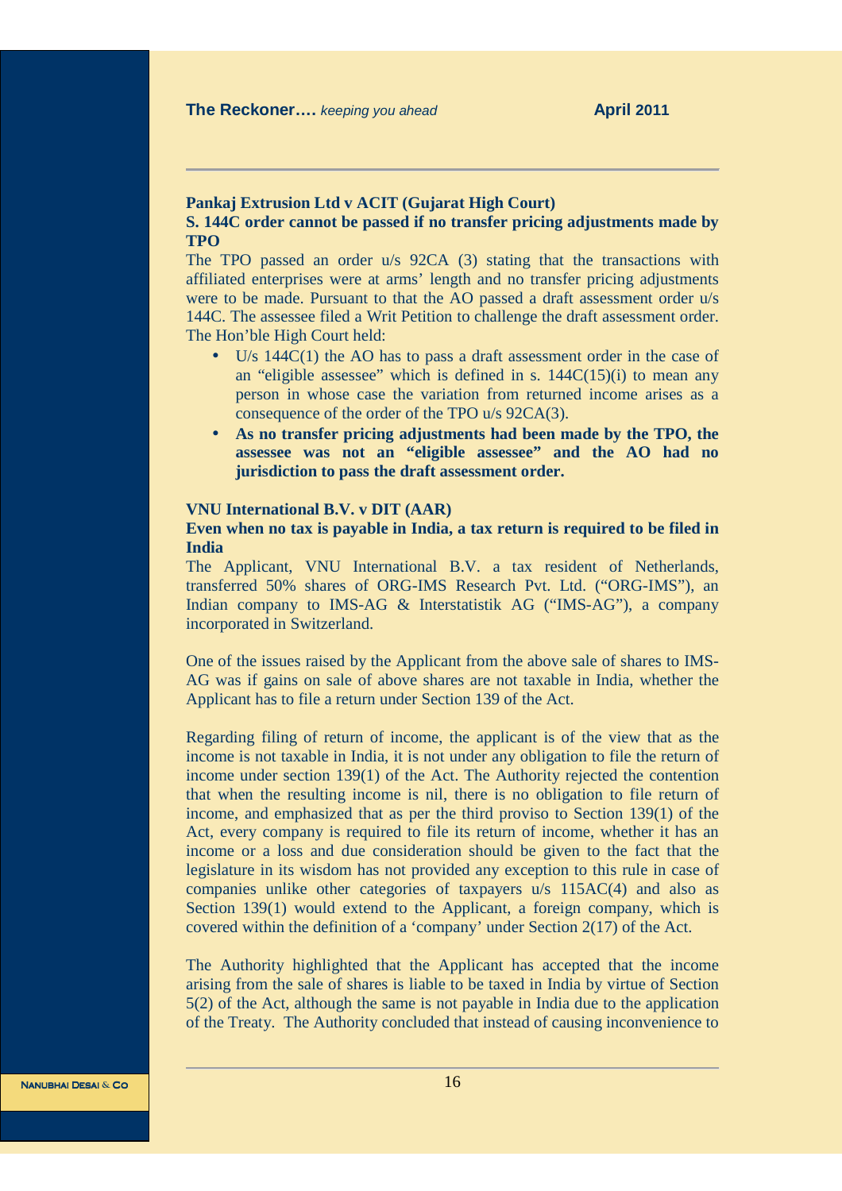**Pankaj Extrusion Ltd v ACIT (Gujarat High Court)**

**S. 144C order cannot be passed if no transfer pricing adjustments made by TPO**

The TPO passed an order u/s 92CA (3) stating that the transactions with affiliated enterprises were at arms' length and no transfer pricing adjustments were to be made. Pursuant to that the AO passed a draft assessment order u/s 144C. The assessee filed a Writ Petition to challenge the draft assessment order. The Hon'ble High Court held:

- U/s 144C(1) the AO has to pass a draft assessment order in the case of an "eligible assessee" which is defined in s. 144C(15)(i) to mean any person in whose case the variation from returned income arises as a consequence of the order of the TPO u/s 92CA(3).
- **As no transfer pricing adjustments had been made by the TPO, the assessee was not an "eligible assessee" and the AO had no jurisdiction to pass the draft assessment order.**

**VNU International B.V. v DIT (AAR)**

**Even when no tax is payable in India, a tax return is required to be filed in India**

The Applicant, VNU International B.V. a tax resident of Netherlands, transferred 50% shares of ORG-IMS Research Pvt. Ltd. ("ORG-IMS"), an Indian company to IMS-AG & Interstatistik AG ("IMS-AG"), a company incorporated in Switzerland.

One of the issues raised by the Applicant from the above sale of shares to IMS-AG was if gains on sale of above shares are not taxable in India, whether the Applicant has to file a return under Section 139 of the Act.

Regarding filing of return of income, the applicant is of the view that as the income is not taxable in India, it is not under any obligation to file the return of income under section 139(1) of the Act. The Authority rejected the contention that when the resulting income is nil, there is no obligation to file return of income, and emphasized that as per the third proviso to Section 139(1) of the Act, every company is required to file its return of income, whether it has an income or a loss and due consideration should be given to the fact that the legislature in its wisdom has not provided any exception to this rule in case of companies unlike other categories of taxpayers u/s 115AC(4) and also as Section 139(1) would extend to the Applicant, a foreign company, which is covered within the definition of a 'company' under Section 2(17) of the Act.

The Authority highlighted that the Applicant has accepted that the income arising from the sale of shares is liable to be taxed in India by virtue of Section 5(2) of the Act, although the same is not payable in India due to the application of the Treaty. The Authority concluded that instead of causing inconvenience to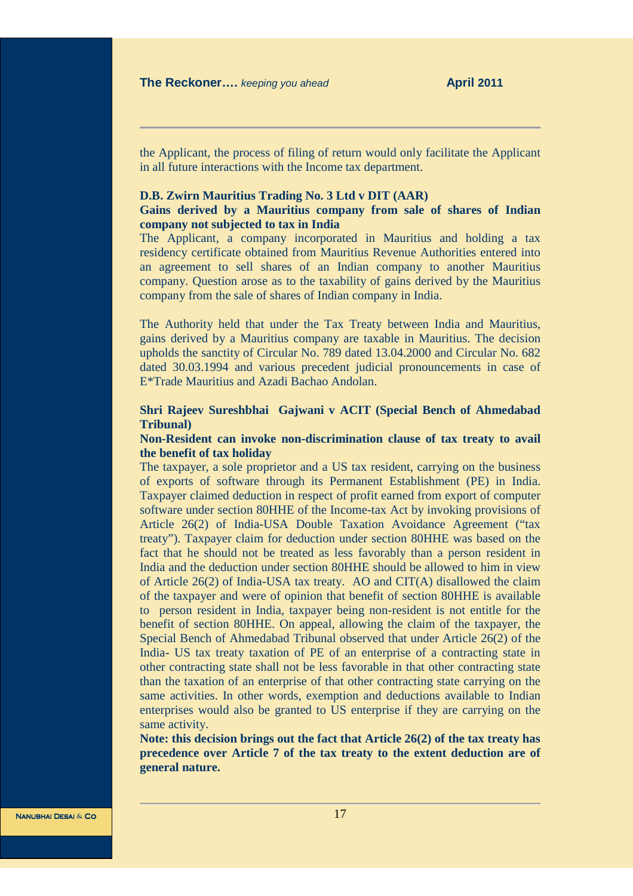the Applicant, the process of filing of return would only facilitate the Applicant in all future interactions with the Income tax department.

**D.B. Zwirn Mauritius Trading No. 3 Ltd v DIT (AAR)**

**Gains derived by a Mauritius company from sale of shares of Indian company not subjected to tax in India**

The Applicant, a company incorporated in Mauritius and holding a tax residency certificate obtained from Mauritius Revenue Authorities entered into an agreement to sell shares of an Indian company to another Mauritius company. Question arose as to the taxability of gains derived by the Mauritius company from the sale of shares of Indian company in India.

The Authority held that under the Tax Treaty between India and Mauritius, gains derived by a Mauritius company are taxable in Mauritius. The decision upholds the sanctity of Circular No. 789 dated 13.04.2000 and Circular No. 682 dated 30.03.1994 and various precedent judicial pronouncements in case of E*Trade Mauritius and Azadi Bachao Andolan.

**Shri Rajeev Sureshbhai Gajwani v ACIT (Special Bench of Ahmedabad Tribunal)**

**Non-Resident can invoke non-discrimination clause of tax treaty to avail the benefit of tax holiday**

The taxpayer, a sole proprietor and a US tax resident, carrying on the business of exports of software through its Permanent Establishment (PE) in India. Taxpayer claimed deduction in respect of profit earned from export of computer software under section 80HHE of the Income-tax Act by invoking provisions of Article 26(2) of India-USA Double Taxation Avoidance Agreement ("tax treaty"). Taxpayer claim for deduction under section 80HHE was based on the fact that he should not be treated as less favorably than a person resident in India and the deduction under section 80HHE should be allowed to him in view of Article 26(2) of India-USA tax treaty. AO and CIT(A) disallowed the claim of the taxpayer and were of opinion that benefit of section 80HHE is available to person resident in India, taxpayer being non-resident is not entitle for the benefit of section 80HHE. On appeal, allowing the claim of the taxpayer, the Special Bench of Ahmedabad Tribunal observed that under Article 26(2) of the India- US tax treaty taxation of PE of an enterprise of a contracting state in other contracting state shall not be less favorable in that other contracting state than the taxation of an enterprise of that other contracting state carrying on the same activities. In other words, exemption and deductions available to Indian enterprises would also be granted to US enterprise if they are carrying on the same activity.

**Note: this decision brings out the fact that Article 26(2) of the tax treaty has precedence over Article 7 of the tax treaty to the extent deduction are of general nature.**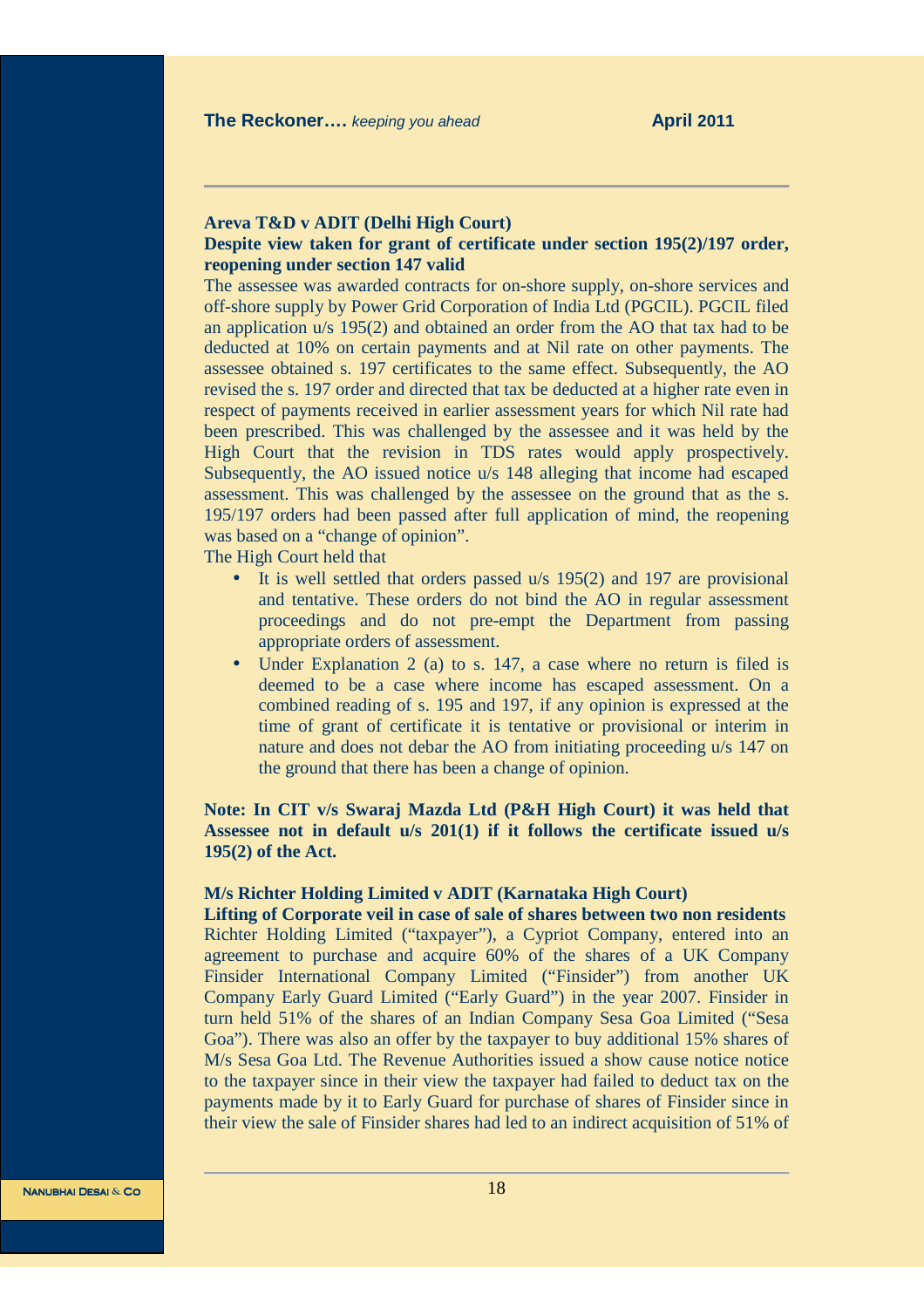**Areva T&D v ADIT (Delhi High Court)**

**Despite view taken for grant of certificate under section 195(2)/197 order, reopening under section 147 valid**

The assessee was awarded contracts for on-shore supply, on-shore services and off-shore supply by Power Grid Corporation of India Ltd (PGCIL). PGCIL filed an application u/s 195(2) and obtained an order from the AO that tax had to be deducted at 10% on certain payments and at Nil rate on other payments. The assessee obtained s. 197 certificates to the same effect. Subsequently, the AO revised the s. 197 order and directed that tax be deducted at a higher rate even in respect of payments received in earlier assessment years for which Nil rate had been prescribed. This was challenged by the assessee and it was held by the High Court that the revision in TDS rates would apply prospectively. Subsequently, the AO issued notice u/s 148 alleging that income had escaped assessment. This was challenged by the assessee on the ground that as the s. 195/197 orders had been passed after full application of mind, the reopening was based on a "change of opinion".

The High Court held that

- It is well settled that orders passed u/s 195(2) and 197 are provisional and tentative. These orders do not bind the AO in regular assessment proceedings and do not pre-empt the Department from passing appropriate orders of assessment.
- Under Explanation 2 (a) to s. 147, a case where no return is filed is deemed to be a case where income has escaped assessment. On a combined reading of s. 195 and 197, if any opinion is expressed at the time of grant of certificate it is tentative or provisional or interim in nature and does not debar the AO from initiating proceeding u/s 147 on the ground that there has been a change of opinion.

**Note: In CIT v/s Swaraj Mazda Ltd (P&H High Court) it was held that Assessee not in default u/s 201(1) if it follows the certificate issued u/s 195(2) of the Act.**

**M/s Richter Holding Limited v ADIT (Karnataka High Court)**

**Lifting of Corporate veil in case of sale of shares between two non residents**

Richter Holding Limited ("taxpayer"), a Cypriot Company, entered into an agreement to purchase and acquire 60% of the shares of a UK Company Finsider International Company Limited ("Finsider") from another UK Company Early Guard Limited ("Early Guard") in the year 2007. Finsider in turn held 51% of the shares of an Indian Company Sesa Goa Limited ("Sesa Goa"). There was also an offer by the taxpayer to buy additional 15% shares of M/s Sesa Goa Ltd. The Revenue Authorities issued a show cause notice notice to the taxpayer since in their view the taxpayer had failed to deduct tax on the payments made by it to Early Guard for purchase of shares of Finsider since in their view the sale of Finsider shares had led to an indirect acquisition of 51% of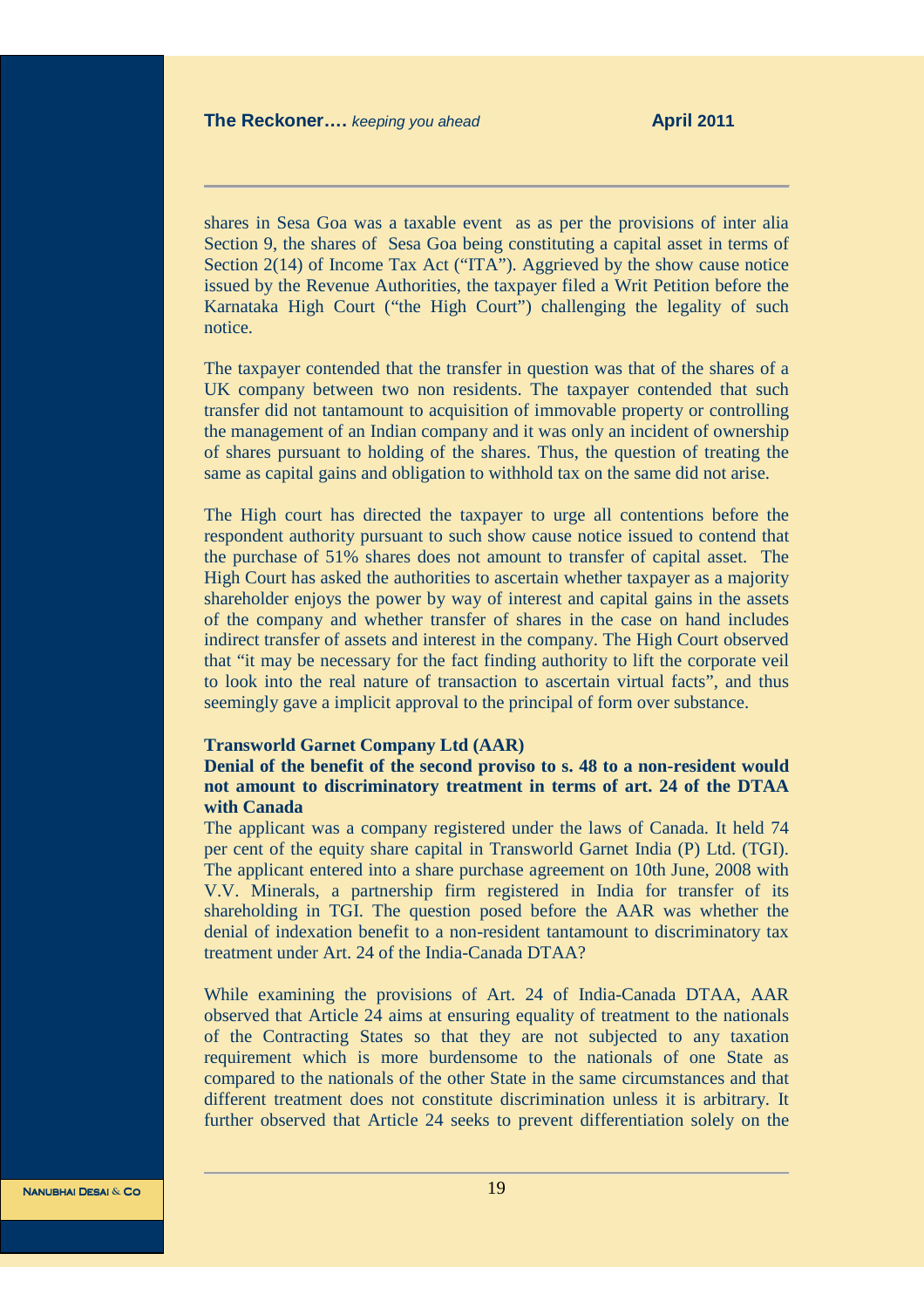shares in Sesa Goa was a taxable event as as per the provisions of inter alia Section 9, the shares of Sesa Goa being constituting a capital asset in terms of Section 2(14) of Income Tax Act ("ITA"). Aggrieved by the show cause notice issued by the Revenue Authorities, the taxpayer filed a Writ Petition before the Karnataka High Court ("the High Court") challenging the legality of such notice.

The taxpayer contended that the transfer in question was that of the shares of a UK company between two non residents. The taxpayer contended that such transfer did not tantamount to acquisition of immovable property or controlling the management of an Indian company and it was only an incident of ownership of shares pursuant to holding of the shares. Thus, the question of treating the same as capital gains and obligation to withhold tax on the same did not arise.

The High court has directed the taxpayer to urge all contentions before the respondent authority pursuant to such show cause notice issued to contend that the purchase of 51% shares does not amount to transfer of capital asset. The High Court has asked the authorities to ascertain whether taxpayer as a majority shareholder enjoys the power by way of interest and capital gains in the assets of the company and whether transfer of shares in the case on hand includes indirect transfer of assets and interest in the company. The High Court observed that "it may be necessary for the fact finding authority to lift the corporate veil to look into the real nature of transaction to ascertain virtual facts", and thus seemingly gave a implicit approval to the principal of form over substance.

**Transworld Garnet Company Ltd (AAR)**

**Denial of the benefit of the second proviso to s. 48 to a non-resident would not amount to discriminatory treatment in terms of art. 24 of the DTAA with Canada**

The applicant was a company registered under the laws of Canada. It held 74 per cent of the equity share capital in Transworld Garnet India (P) Ltd. (TGI). The applicant entered into a share purchase agreement on 10th June, 2008 with V.V. Minerals, a partnership firm registered in India for transfer of its shareholding in TGI. The question posed before the AAR was whether the denial of indexation benefit to a non-resident tantamount to discriminatory tax treatment under Art. 24 of the India-Canada DTAA?

While examining the provisions of Art. 24 of India-Canada DTAA, AAR observed that Article 24 aims at ensuring equality of treatment to the nationals of the Contracting States so that they are not subjected to any taxation requirement which is more burdensome to the nationals of one State as compared to the nationals of the other State in the same circumstances and that different treatment does not constitute discrimination unless it is arbitrary. It further observed that Article 24 seeks to prevent differentiation solely on the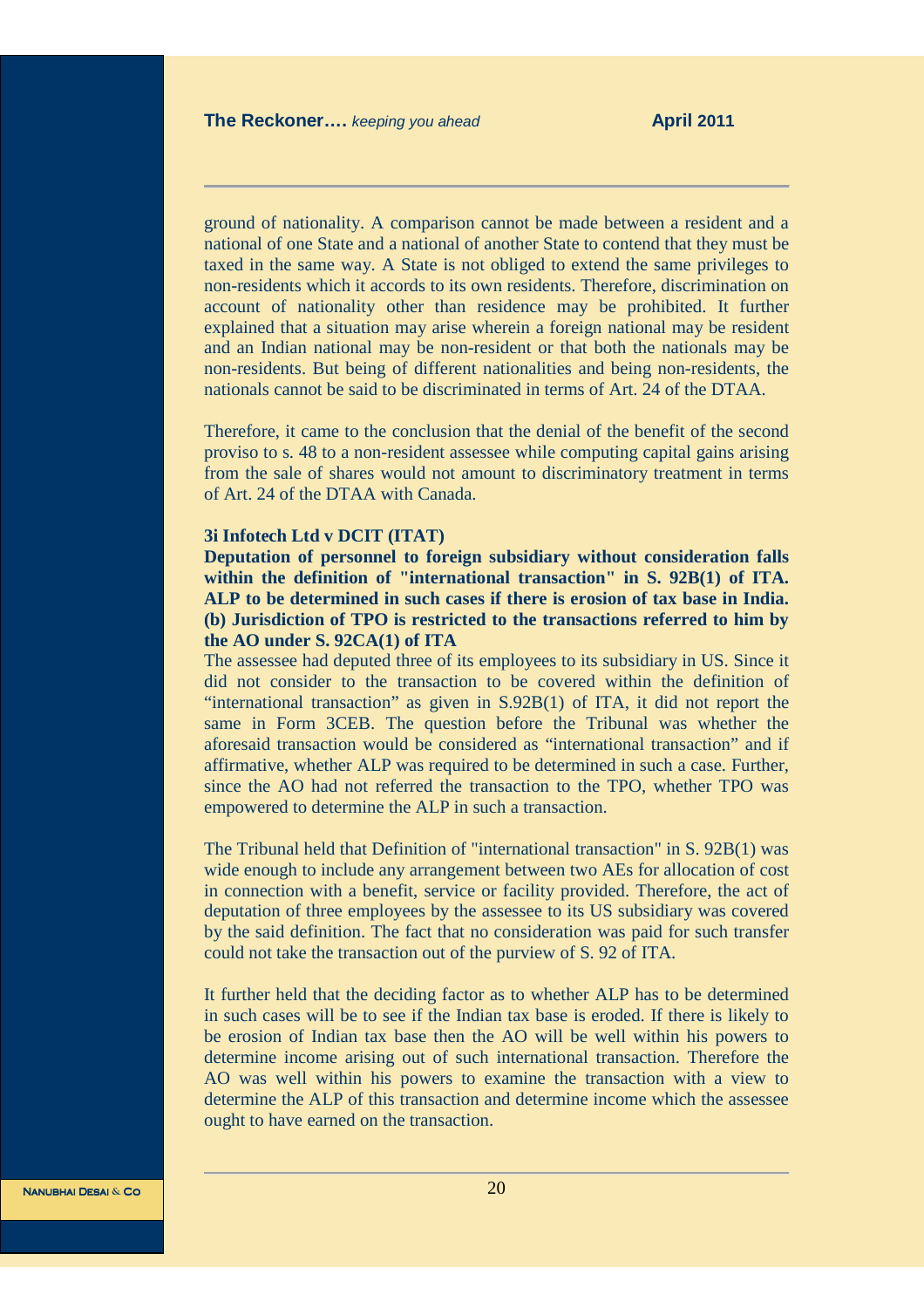ground of nationality. A comparison cannot be made between a resident and a national of one State and a national of another State to contend that they must be taxed in the same way. A State is not obliged to extend the same privileges to non-residents which it accords to its own residents. Therefore, discrimination on account of nationality other than residence may be prohibited. It further explained that a situation may arise wherein a foreign national may be resident and an Indian national may be non-resident or that both the nationals may be non-residents. But being of different nationalities and being non-residents, the nationals cannot be said to be discriminated in terms of Art. 24 of the DTAA.

Therefore, it came to the conclusion that the denial of the benefit of the second proviso to s. 48 to a non-resident assessee while computing capital gains arising from the sale of shares would not amount to discriminatory treatment in terms of Art. 24 of the DTAA with Canada.

**3i Infotech Ltd v DCIT (ITAT)**

**Deputation of personnel to foreign subsidiary without consideration falls within the definition of "international transaction" in S. 92B(1) of ITA. ALP to be determined in such cases if there is erosion of tax base in India. (b) Jurisdiction of TPO is restricted to the transactions referred to him by the AO under S. 92CA(1) of ITA**

The assessee had deputed three of its employees to its subsidiary in US. Since it did not consider to the transaction to be covered within the definition of "international transaction" as given in S.92B(1) of ITA, it did not report the same in Form 3CEB. The question before the Tribunal was whether the aforesaid transaction would be considered as "international transaction" and if affirmative, whether ALP was required to be determined in such a case. Further, since the AO had not referred the transaction to the TPO, whether TPO was empowered to determine the ALP in such a transaction.

The Tribunal held that Definition of "international transaction" in S. 92B(1) was wide enough to include any arrangement between two AEs for allocation of cost in connection with a benefit, service or facility provided. Therefore, the act of deputation of three employees by the assessee to its US subsidiary was covered by the said definition. The fact that no consideration was paid for such transfer could not take the transaction out of the purview of S. 92 of ITA.

It further held that the deciding factor as to whether ALP has to be determined in such cases will be to see if the Indian tax base is eroded. If there is likely to be erosion of Indian tax base then the AO will be well within his powers to determine income arising out of such international transaction. Therefore the AO was well within his powers to examine the transaction with a view to determine the ALP of this transaction and determine income which the assessee ought to have earned on the transaction.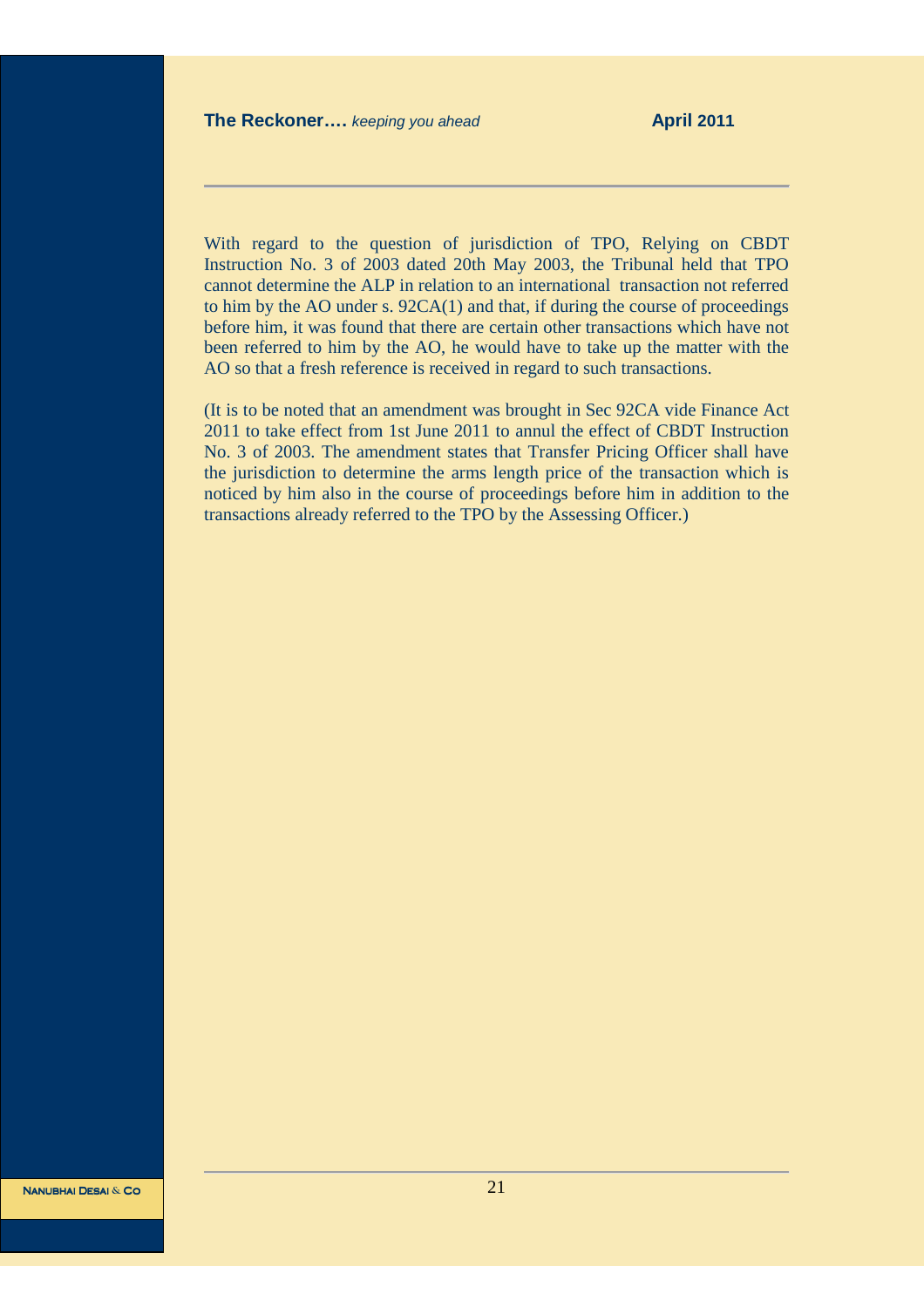With regard to the question of jurisdiction of TPO, Relying on CBDT Instruction No. 3 of 2003 dated 20th May 2003, the Tribunal held that TPO cannot determine the ALP in relation to an international transaction not referred to him by the AO under s. 92CA(1) and that, if during the course of proceedings before him, it was found that there are certain other transactions which have not been referred to him by the AO, he would have to take up the matter with the AO so that a fresh reference is received in regard to such transactions.

(It is to be noted that an amendment was brought in Sec 92CA vide Finance Act 2011 to take effect from 1st June 2011 to annul the effect of CBDT Instruction No. 3 of 2003. The amendment states that Transfer Pricing Officer shall have the jurisdiction to determine the arms length price of the transaction which is noticed by him also in the course of proceedings before him in addition to the transactions already referred to the TPO by the Assessing Officer.)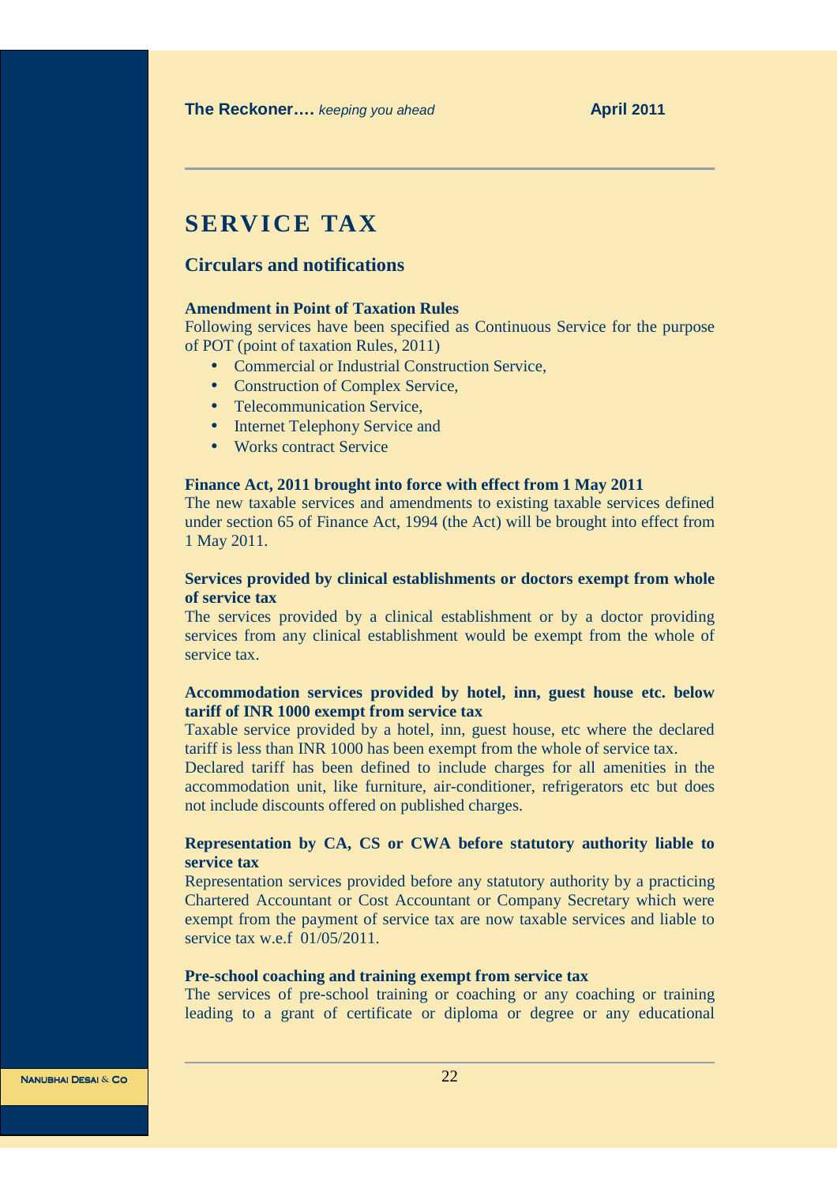# SERVICE TAX

## Circulars and notifications

**Amendment in Point of Taxation Rules**

Following services have been specified as Continuous Service for the purpose of POT (point of taxation Rules, 2011)

- Commercial or Industrial Construction Service,
- Construction of Complex Service,
- Telecommunication Service,
- Internet Telephony Service and
- Works contract Service

**Finance Act, 2011 brought into force with effect from 1 May 2011**

The new taxable services and amendments to existing taxable services defined under section 65 of Finance Act, 1994 (the Act) will be brought into effect from 1 May 2011.

**Services provided by clinical establishments or doctors exempt from whole of service tax**

The services provided by a clinical establishment or by a doctor providing services from any clinical establishment would be exempt from the whole of service tax.

**Accommodation services provided by hotel, inn, guest house etc. below tariff of INR 1000 exempt from service tax**

Taxable service provided by a hotel, inn, guest house, etc where the declared tariff is less than INR 1000 has been exempt from the whole of service tax.

Declared tariff has been defined to include charges for all amenities in the accommodation unit, like furniture, air-conditioner, refrigerators etc but does not include discounts offered on published charges.

**Representation by CA, CS or CWA before statutory authority liable to service tax**

Representation services provided before any statutory authority by a practicing Chartered Accountant or Cost Accountant or Company Secretary which were exempt from the payment of service tax are now taxable services and liable to service tax w.e.f 01/05/2011.

**Pre-school coaching and training exempt from service tax**

The services of pre-school training or coaching or any coaching or training leading to a grant of certificate or diploma or degree or any educational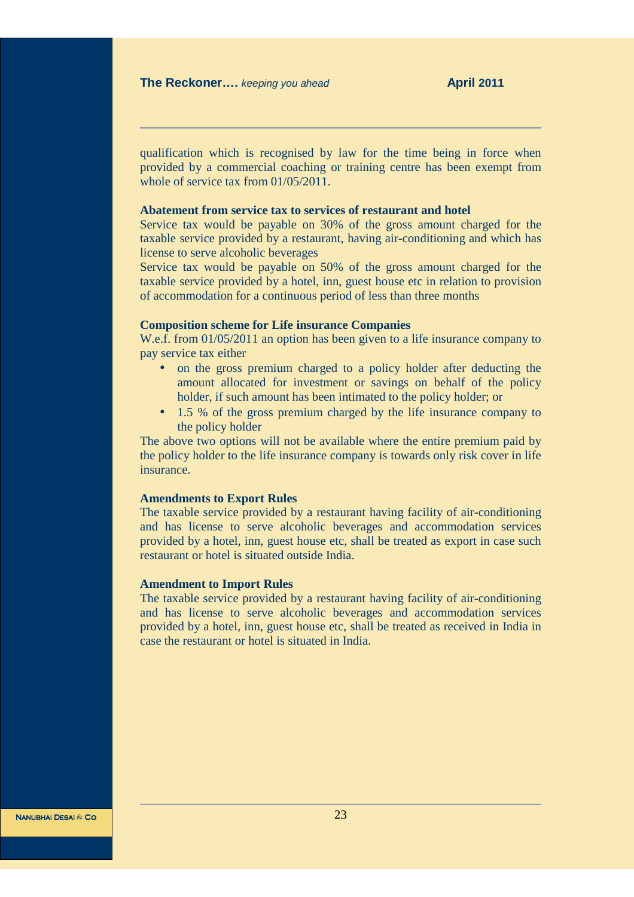qualification which is recognised by law for the time being in force when provided by a commercial coaching or training centre has been exempt from whole of service tax from 01/05/2011.

**Abatement from service tax to services of restaurant and hotel**

Service tax would be payable on 30% of the gross amount charged for the taxable service provided by a restaurant, having air-conditioning and which has license to serve alcoholic beverages

Service tax would be payable on 50% of the gross amount charged for the taxable service provided by a hotel, inn, guest house etc in relation to provision of accommodation for a continuous period of less than three months

**Composition scheme for Life insurance Companies**

W.e.f. from 01/05/2011 an option has been given to a life insurance company to pay service tax either

- on the gross premium charged to a policy holder after deducting the amount allocated for investment or savings on behalf of the policy holder, if such amount has been intimated to the policy holder; or
- 1.5 % of the gross premium charged by the life insurance company to the policy holder

The above two options will not be available where the entire premium paid by the policy holder to the life insurance company is towards only risk cover in life insurance.

**Amendments to Export Rules**

The taxable service provided by a restaurant having facility of air-conditioning and has license to serve alcoholic beverages and accommodation services provided by a hotel, inn, guest house etc, shall be treated as export in case such restaurant or hotel is situated outside India.

**Amendment to Import Rules**

The taxable service provided by a restaurant having facility of air-conditioning and has license to serve alcoholic beverages and accommodation services provided by a hotel, inn, guest house etc, shall be treated as received in India in case the restaurant or hotel is situated in India.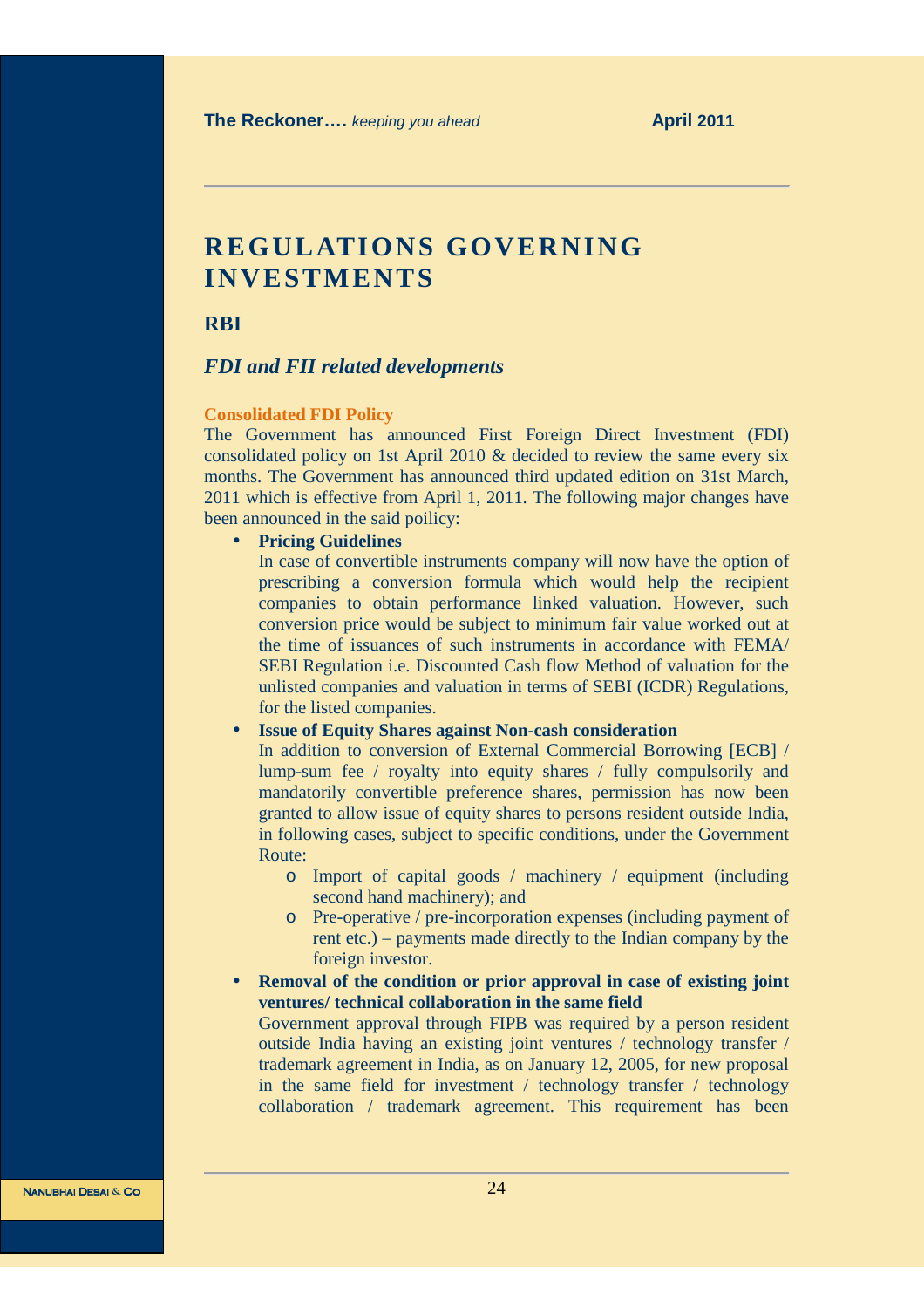# REGULATIONS GOVERNING INVESTMENTS

## RBI

### *FDI and FII related developments*

**Consolidated FDI Policy**

The Government has announced First Foreign Direct Investment (FDI) consolidated policy on 1st April 2010 & decided to review the same every six months. The Government has announced third updated edition on 31st March, 2011 which is effective from April 1, 2011. The following major changes have been announced in the said poilicy:

- **Pricing Guidelines**
  In case of convertible instruments company will now have the option of prescribing a conversion formula which would help the recipient companies to obtain performance linked valuation. However, such conversion price would be subject to minimum fair value worked out at the time of issuances of such instruments in accordance with FEMA/ SEBI Regulation i.e. Discounted Cash flow Method of valuation for the unlisted companies and valuation in terms of SEBI (ICDR) Regulations, for the listed companies.
- **Issue of Equity Shares against Non-cash consideration**
  In addition to conversion of External Commercial Borrowing [ECB] / lump-sum fee / royalty into equity shares / fully compulsorily and mandatorily convertible preference shares, permission has now been granted to allow issue of equity shares to persons resident outside India, in following cases, subject to specific conditions, under the Government Route:
  - Import of capital goods / machinery / equipment (including second hand machinery); and
  - Pre-operative / pre-incorporation expenses (including payment of rent etc.) – payments made directly to the Indian company by the foreign investor.
- **Removal of the condition or prior approval in case of existing joint ventures/ technical collaboration in the same field**
  Government approval through FIPB was required by a person resident outside India having an existing joint ventures / technology transfer / trademark agreement in India, as on January 12, 2005, for new proposal in the same field for investment / technology transfer / technology collaboration / trademark agreement. This requirement has been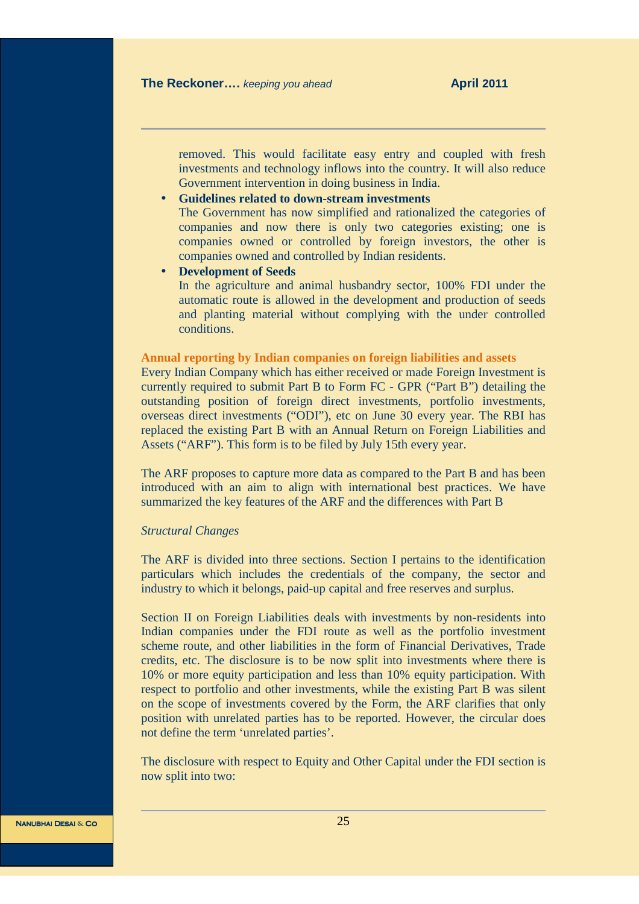removed. This would facilitate easy entry and coupled with fresh investments and technology inflows into the country. It will also reduce Government intervention in doing business in India.

- **Guidelines related to down-stream investments**
  The Government has now simplified and rationalized the categories of companies and now there is only two categories existing; one is companies owned or controlled by foreign investors, the other is companies owned and controlled by Indian residents.
- **Development of Seeds**
  In the agriculture and animal husbandry sector, 100% FDI under the automatic route is allowed in the development and production of seeds and planting material without complying with the under controlled conditions.

**Annual reporting by Indian companies on foreign liabilities and assets**

Every Indian Company which has either received or made Foreign Investment is currently required to submit Part B to Form FC - GPR ("Part B") detailing the outstanding position of foreign direct investments, portfolio investments, overseas direct investments ("ODI"), etc on June 30 every year. The RBI has replaced the existing Part B with an Annual Return on Foreign Liabilities and Assets ("ARF"). This form is to be filed by July 15th every year.

The ARF proposes to capture more data as compared to the Part B and has been introduced with an aim to align with international best practices. We have summarized the key features of the ARF and the differences with Part B

*Structural Changes*

The ARF is divided into three sections. Section I pertains to the identification particulars which includes the credentials of the company, the sector and industry to which it belongs, paid-up capital and free reserves and surplus.

Section II on Foreign Liabilities deals with investments by non-residents into Indian companies under the FDI route as well as the portfolio investment scheme route, and other liabilities in the form of Financial Derivatives, Trade credits, etc. The disclosure is to be now split into investments where there is 10% or more equity participation and less than 10% equity participation. With respect to portfolio and other investments, while the existing Part B was silent on the scope of investments covered by the Form, the ARF clarifies that only position with unrelated parties has to be reported. However, the circular does not define the term 'unrelated parties'.

The disclosure with respect to Equity and Other Capital under the FDI section is now split into two: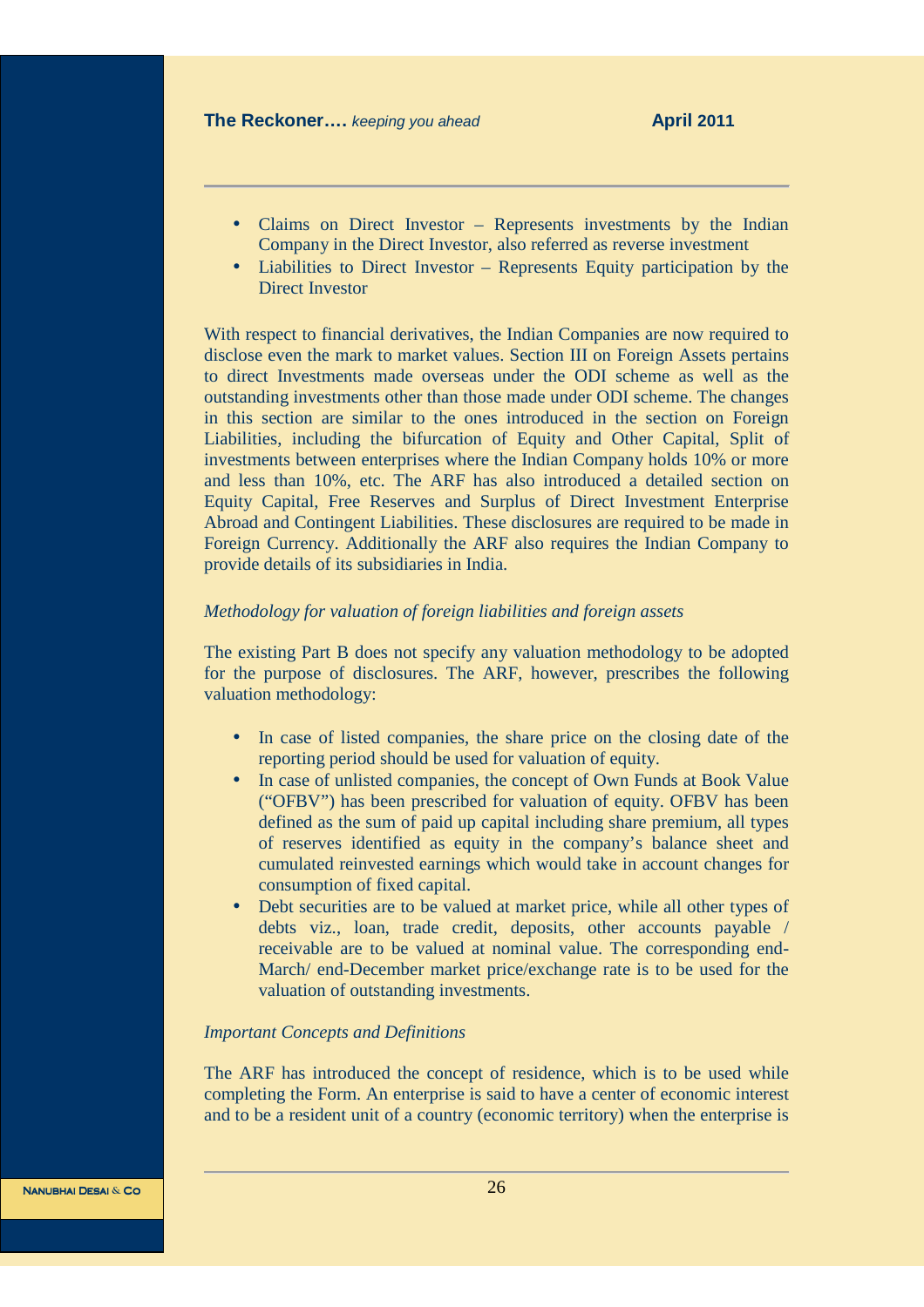- Claims on Direct Investor – Represents investments by the Indian Company in the Direct Investor, also referred as reverse investment
- Liabilities to Direct Investor – Represents Equity participation by the Direct Investor

With respect to financial derivatives, the Indian Companies are now required to disclose even the mark to market values. Section III on Foreign Assets pertains to direct Investments made overseas under the ODI scheme as well as the outstanding investments other than those made under ODI scheme. The changes in this section are similar to the ones introduced in the section on Foreign Liabilities, including the bifurcation of Equity and Other Capital, Split of investments between enterprises where the Indian Company holds 10% or more and less than 10%, etc. The ARF has also introduced a detailed section on Equity Capital, Free Reserves and Surplus of Direct Investment Enterprise Abroad and Contingent Liabilities. These disclosures are required to be made in Foreign Currency. Additionally the ARF also requires the Indian Company to provide details of its subsidiaries in India.

*Methodology for valuation of foreign liabilities and foreign assets*

The existing Part B does not specify any valuation methodology to be adopted for the purpose of disclosures. The ARF, however, prescribes the following valuation methodology:

- In case of listed companies, the share price on the closing date of the reporting period should be used for valuation of equity.
- In case of unlisted companies, the concept of Own Funds at Book Value ("OFBV") has been prescribed for valuation of equity. OFBV has been defined as the sum of paid up capital including share premium, all types of reserves identified as equity in the company's balance sheet and cumulated reinvested earnings which would take in account changes for consumption of fixed capital.
- Debt securities are to be valued at market price, while all other types of debts viz., loan, trade credit, deposits, other accounts payable / receivable are to be valued at nominal value. The corresponding end-March/ end-December market price/exchange rate is to be used for the valuation of outstanding investments.

*Important Concepts and Definitions*

The ARF has introduced the concept of residence, which is to be used while completing the Form. An enterprise is said to have a center of economic interest and to be a resident unit of a country (economic territory) when the enterprise is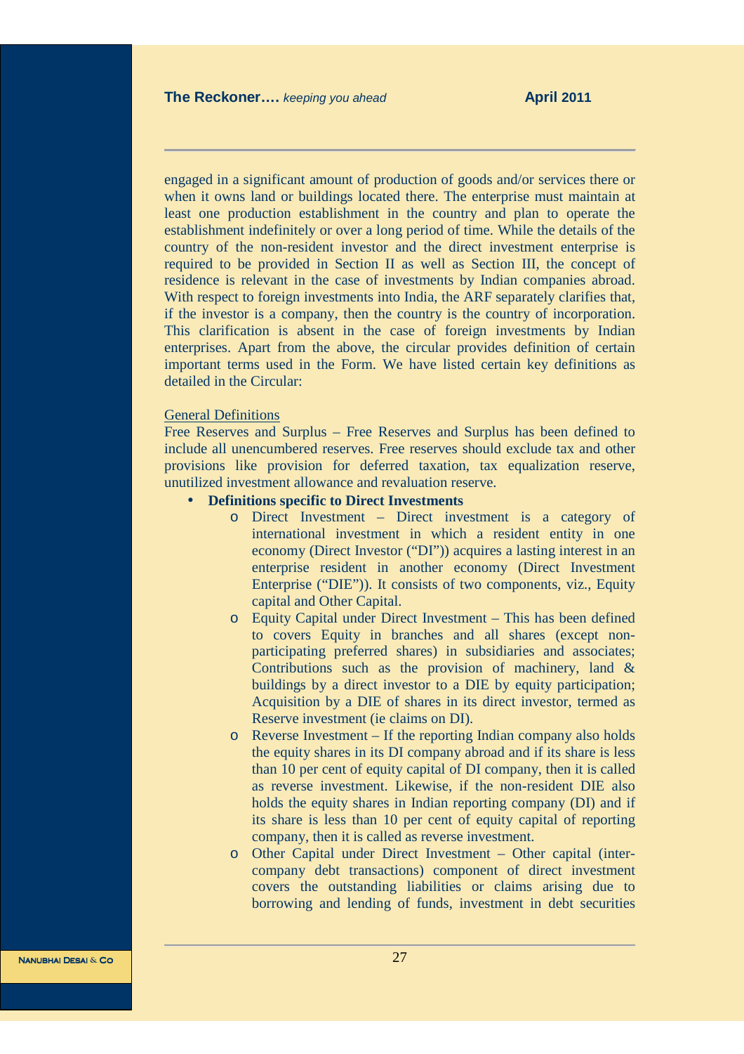engaged in a significant amount of production of goods and/or services there or when it owns land or buildings located there. The enterprise must maintain at least one production establishment in the country and plan to operate the establishment indefinitely or over a long period of time. While the details of the country of the non-resident investor and the direct investment enterprise is required to be provided in Section II as well as Section III, the concept of residence is relevant in the case of investments by Indian companies abroad. With respect to foreign investments into India, the ARF separately clarifies that, if the investor is a company, then the country is the country of incorporation. This clarification is absent in the case of foreign investments by Indian enterprises. Apart from the above, the circular provides definition of certain important terms used in the Form. We have listed certain key definitions as detailed in the Circular:

<u>General Definitions</u>

Free Reserves and Surplus – Free Reserves and Surplus has been defined to include all unencumbered reserves. Free reserves should exclude tax and other provisions like provision for deferred taxation, tax equalization reserve, unutilized investment allowance and revaluation reserve.

- **Definitions specific to Direct Investments**
  - Direct Investment – Direct investment is a category of international investment in which a resident entity in one economy (Direct Investor ("DI")) acquires a lasting interest in an enterprise resident in another economy (Direct Investment Enterprise ("DIE")). It consists of two components, viz., Equity capital and Other Capital.
  - Equity Capital under Direct Investment – This has been defined to covers Equity in branches and all shares (except non-participating preferred shares) in subsidiaries and associates; Contributions such as the provision of machinery, land & buildings by a direct investor to a DIE by equity participation; Acquisition by a DIE of shares in its direct investor, termed as Reserve investment (ie claims on DI).
  - Reverse Investment – If the reporting Indian company also holds the equity shares in its DI company abroad and if its share is less than 10 per cent of equity capital of DI company, then it is called as reverse investment. Likewise, if the non-resident DIE also holds the equity shares in Indian reporting company (DI) and if its share is less than 10 per cent of equity capital of reporting company, then it is called as reverse investment.
  - Other Capital under Direct Investment – Other capital (inter-company debt transactions) component of direct investment covers the outstanding liabilities or claims arising due to borrowing and lending of funds, investment in debt securities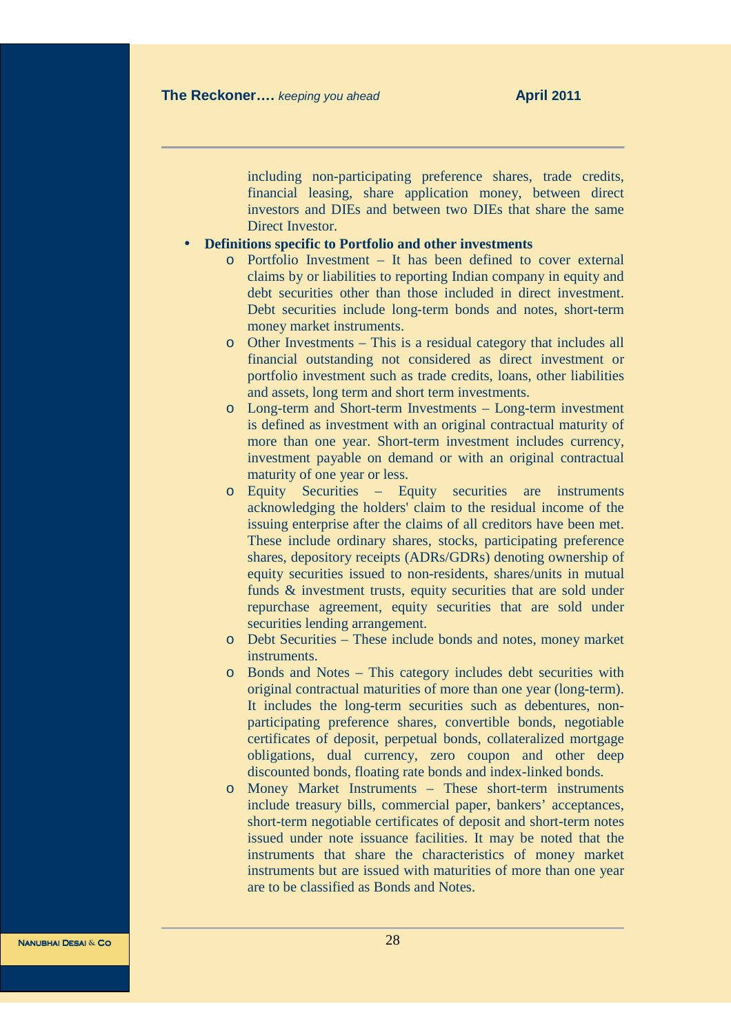including non-participating preference shares, trade credits, financial leasing, share application money, between direct investors and DIEs and between two DIEs that share the same Direct Investor.

- **Definitions specific to Portfolio and other investments**
    - Portfolio Investment – It has been defined to cover external claims by or liabilities to reporting Indian company in equity and debt securities other than those included in direct investment. Debt securities include long-term bonds and notes, short-term money market instruments.
    - Other Investments – This is a residual category that includes all financial outstanding not considered as direct investment or portfolio investment such as trade credits, loans, other liabilities and assets, long term and short term investments.
    - Long-term and Short-term Investments – Long-term investment is defined as investment with an original contractual maturity of more than one year. Short-term investment includes currency, investment payable on demand or with an original contractual maturity of one year or less.
    - Equity Securities – Equity securities are instruments acknowledging the holders' claim to the residual income of the issuing enterprise after the claims of all creditors have been met. These include ordinary shares, stocks, participating preference shares, depository receipts (ADRs/GDRs) denoting ownership of equity securities issued to non-residents, shares/units in mutual funds & investment trusts, equity securities that are sold under repurchase agreement, equity securities that are sold under securities lending arrangement.
    - Debt Securities – These include bonds and notes, money market instruments.
    - Bonds and Notes – This category includes debt securities with original contractual maturities of more than one year (long-term). It includes the long-term securities such as debentures, non-participating preference shares, convertible bonds, negotiable certificates of deposit, perpetual bonds, collateralized mortgage obligations, dual currency, zero coupon and other deep discounted bonds, floating rate bonds and index-linked bonds.
    - Money Market Instruments – These short-term instruments include treasury bills, commercial paper, bankers' acceptances, short-term negotiable certificates of deposit and short-term notes issued under note issuance facilities. It may be noted that the instruments that share the characteristics of money market instruments but are issued with maturities of more than one year are to be classified as Bonds and Notes.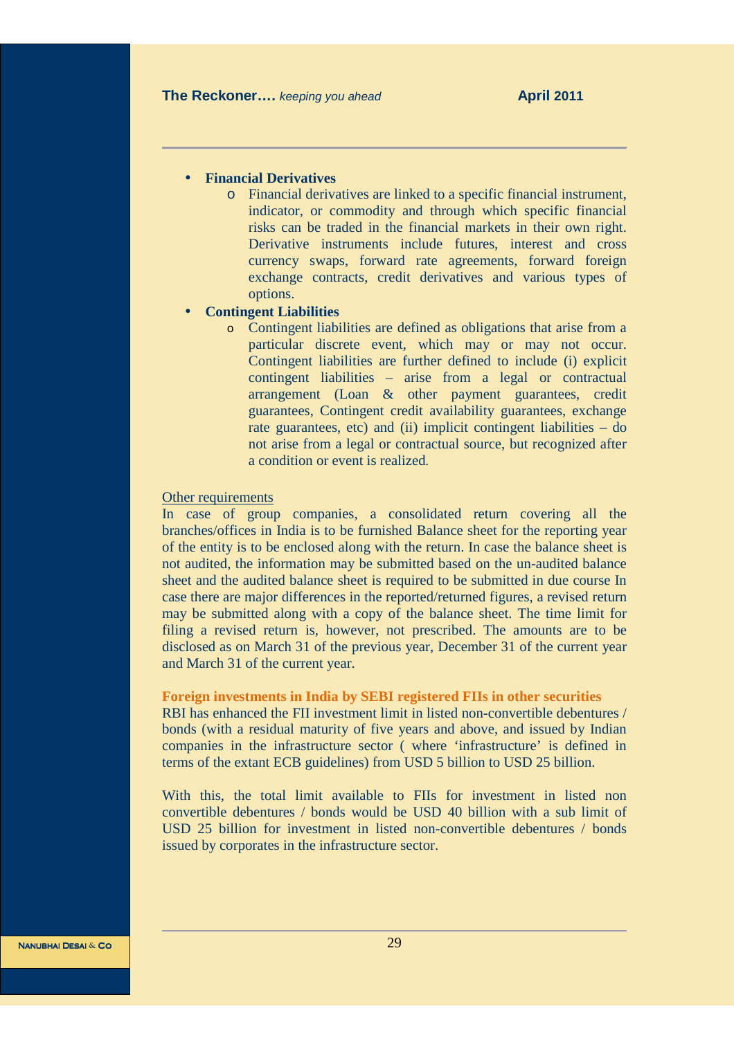- **Financial Derivatives**
  - Financial derivatives are linked to a specific financial instrument, indicator, or commodity and through which specific financial risks can be traded in the financial markets in their own right. Derivative instruments include futures, interest and cross currency swaps, forward rate agreements, forward foreign exchange contracts, credit derivatives and various types of options.
- **Contingent Liabilities**
  - Contingent liabilities are defined as obligations that arise from a particular discrete event, which may or may not occur. Contingent liabilities are further defined to include (i) explicit contingent liabilities – arise from a legal or contractual arrangement (Loan & other payment guarantees, credit guarantees, Contingent credit availability guarantees, exchange rate guarantees, etc) and (ii) implicit contingent liabilities – do not arise from a legal or contractual source, but recognized after a condition or event is realized.

Other requirements

In case of group companies, a consolidated return covering all the branches/offices in India is to be furnished Balance sheet for the reporting year of the entity is to be enclosed along with the return. In case the balance sheet is not audited, the information may be submitted based on the un-audited balance sheet and the audited balance sheet is required to be submitted in due course In case there are major differences in the reported/returned figures, a revised return may be submitted along with a copy of the balance sheet. The time limit for filing a revised return is, however, not prescribed. The amounts are to be disclosed as on March 31 of the previous year, December 31 of the current year and March 31 of the current year.

### Foreign investments in India by SEBI registered FIIs in other securities

RBI has enhanced the FII investment limit in listed non-convertible debentures / bonds (with a residual maturity of five years and above, and issued by Indian companies in the infrastructure sector ( where 'infrastructure' is defined in terms of the extant ECB guidelines) from USD 5 billion to USD 25 billion.

With this, the total limit available to FIIs for investment in listed non convertible debentures / bonds would be USD 40 billion with a sub limit of USD 25 billion for investment in listed non-convertible debentures / bonds issued by corporates in the infrastructure sector.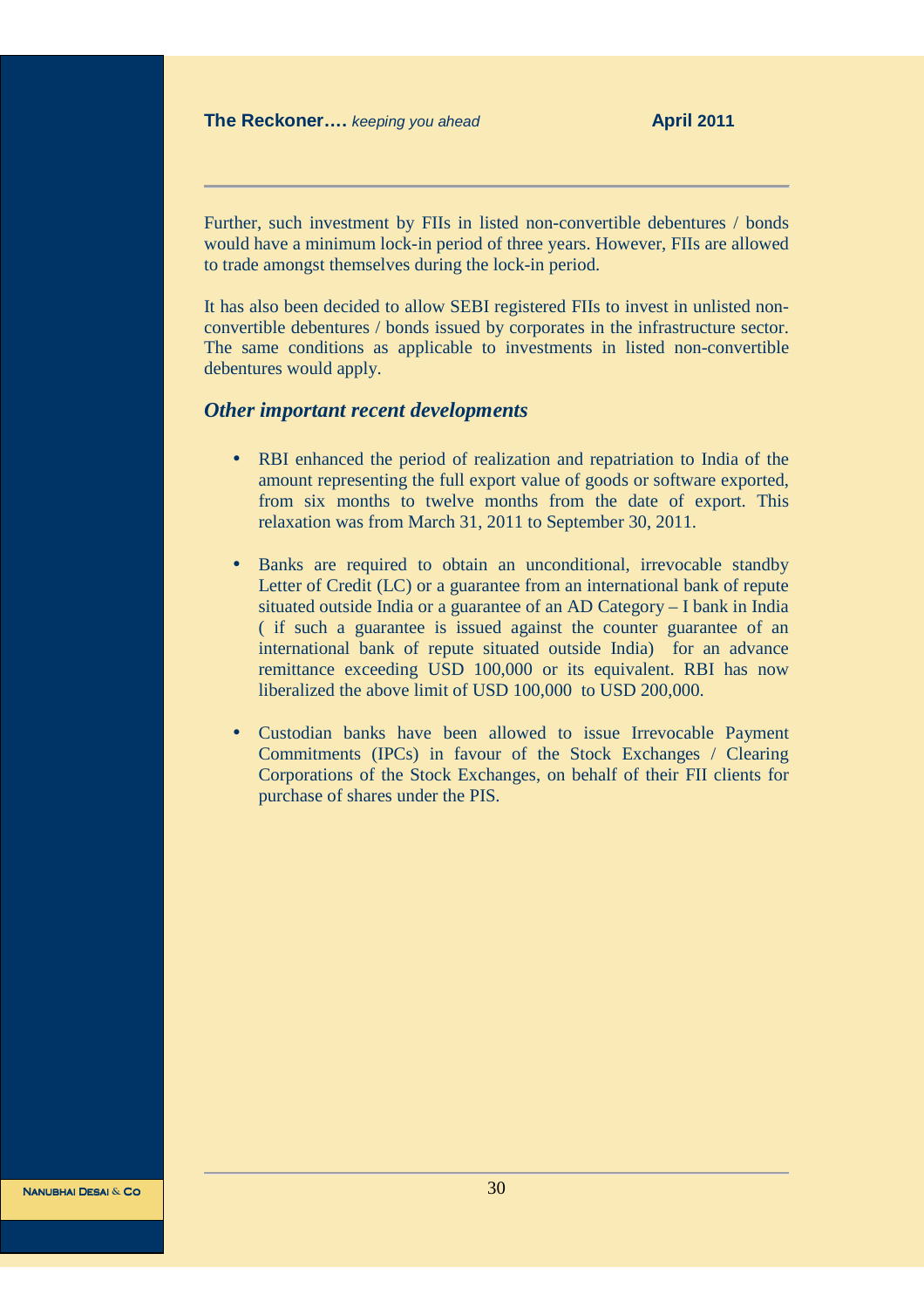Further, such investment by FIIs in listed non-convertible debentures / bonds would have a minimum lock-in period of three years. However, FIIs are allowed to trade amongst themselves during the lock-in period.

It has also been decided to allow SEBI registered FIIs to invest in unlisted non-convertible debentures / bonds issued by corporates in the infrastructure sector. The same conditions as applicable to investments in listed non-convertible debentures would apply.

### *Other important recent developments*

- RBI enhanced the period of realization and repatriation to India of the amount representing the full export value of goods or software exported, from six months to twelve months from the date of export. This relaxation was from March 31, 2011 to September 30, 2011.

- Banks are required to obtain an unconditional, irrevocable standby Letter of Credit (LC) or a guarantee from an international bank of repute situated outside India or a guarantee of an AD Category – I bank in India ( if such a guarantee is issued against the counter guarantee of an international bank of repute situated outside India) for an advance remittance exceeding USD 100,000 or its equivalent. RBI has now liberalized the above limit of USD 100,000 to USD 200,000.

- Custodian banks have been allowed to issue Irrevocable Payment Commitments (IPCs) in favour of the Stock Exchanges / Clearing Corporations of the Stock Exchanges, on behalf of their FII clients for purchase of shares under the PIS.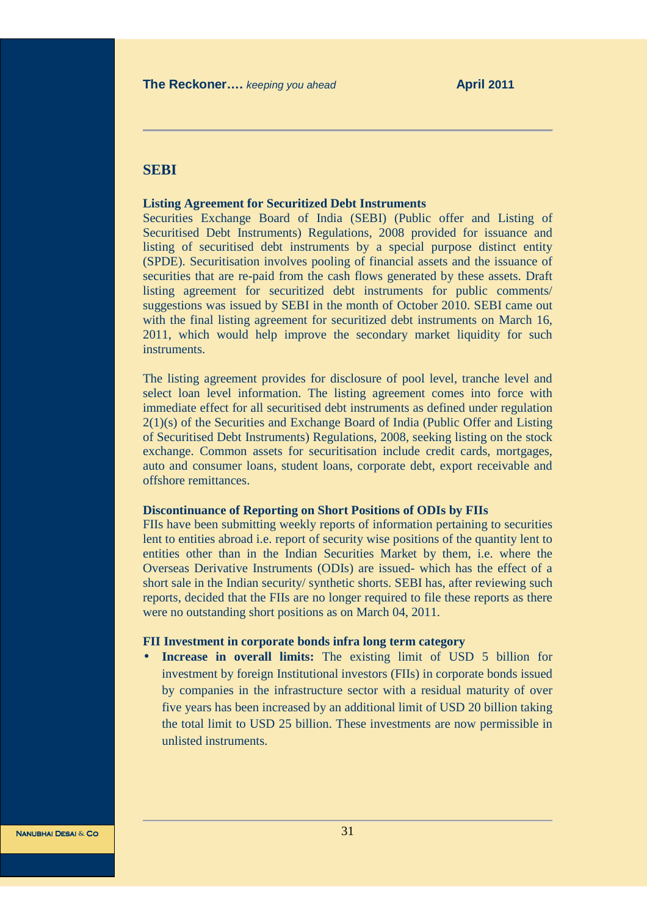## SEBI

### Listing Agreement for Securitized Debt Instruments

Securities Exchange Board of India (SEBI) (Public offer and Listing of Securitised Debt Instruments) Regulations, 2008 provided for issuance and listing of securitised debt instruments by a special purpose distinct entity (SPDE). Securitisation involves pooling of financial assets and the issuance of securities that are re-paid from the cash flows generated by these assets. Draft listing agreement for securitized debt instruments for public comments/ suggestions was issued by SEBI in the month of October 2010. SEBI came out with the final listing agreement for securitized debt instruments on March 16, 2011, which would help improve the secondary market liquidity for such instruments.

The listing agreement provides for disclosure of pool level, tranche level and select loan level information. The listing agreement comes into force with immediate effect for all securitised debt instruments as defined under regulation 2(1)(s) of the Securities and Exchange Board of India (Public Offer and Listing of Securitised Debt Instruments) Regulations, 2008, seeking listing on the stock exchange. Common assets for securitisation include credit cards, mortgages, auto and consumer loans, student loans, corporate debt, export receivable and offshore remittances.

### Discontinuance of Reporting on Short Positions of ODIs by FIIs

FIIs have been submitting weekly reports of information pertaining to securities lent to entities abroad i.e. report of security wise positions of the quantity lent to entities other than in the Indian Securities Market by them, i.e. where the Overseas Derivative Instruments (ODIs) are issued- which has the effect of a short sale in the Indian security/ synthetic shorts. SEBI has, after reviewing such reports, decided that the FIIs are no longer required to file these reports as there were no outstanding short positions as on March 04, 2011.

### FII Investment in corporate bonds infra long term category

- **Increase in overall limits:** The existing limit of USD 5 billion for investment by foreign Institutional investors (FIIs) in corporate bonds issued by companies in the infrastructure sector with a residual maturity of over five years has been increased by an additional limit of USD 20 billion taking the total limit to USD 25 billion. These investments are now permissible in unlisted instruments.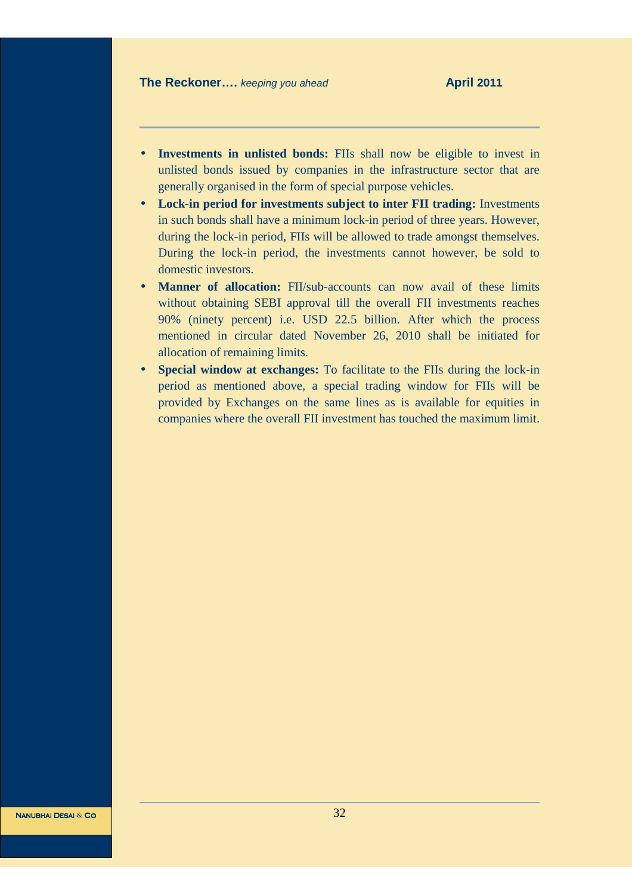- **Investments in unlisted bonds:** FIIs shall now be eligible to invest in unlisted bonds issued by companies in the infrastructure sector that are generally organised in the form of special purpose vehicles.
- **Lock-in period for investments subject to inter FII trading:** Investments in such bonds shall have a minimum lock-in period of three years. However, during the lock-in period, FIIs will be allowed to trade amongst themselves. During the lock-in period, the investments cannot however, be sold to domestic investors.
- **Manner of allocation:** FII/sub-accounts can now avail of these limits without obtaining SEBI approval till the overall FII investments reaches 90% (ninety percent) i.e. USD 22.5 billion. After which the process mentioned in circular dated November 26, 2010 shall be initiated for allocation of remaining limits.
- **Special window at exchanges:** To facilitate to the FIIs during the lock-in period as mentioned above, a special trading window for FIIs will be provided by Exchanges on the same lines as is available for equities in companies where the overall FII investment has touched the maximum limit.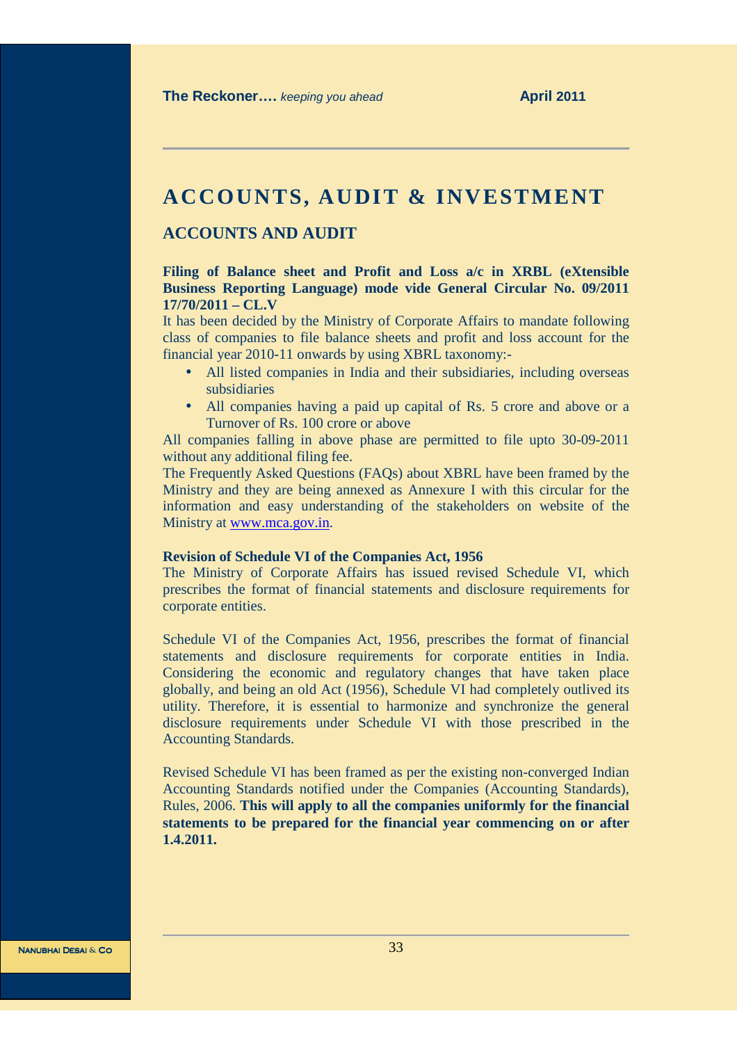# ACCOUNTS, AUDIT & INVESTMENT

## ACCOUNTS AND AUDIT

**Filing of Balance sheet and Profit and Loss a/c in XRBL (eXtensible Business Reporting Language) mode vide General Circular No. 09/2011 17/70/2011 – CL.V**

It has been decided by the Ministry of Corporate Affairs to mandate following class of companies to file balance sheets and profit and loss account for the financial year 2010-11 onwards by using XBRL taxonomy:-

- All listed companies in India and their subsidiaries, including overseas subsidiaries
- All companies having a paid up capital of Rs. 5 crore and above or a Turnover of Rs. 100 crore or above

All companies falling in above phase are permitted to file upto 30-09-2011 without any additional filing fee.

The Frequently Asked Questions (FAQs) about XBRL have been framed by the Ministry and they are being annexed as Annexure I with this circular for the information and easy understanding of the stakeholders on website of the Ministry at www.mca.gov.in.

**Revision of Schedule VI of the Companies Act, 1956**

The Ministry of Corporate Affairs has issued revised Schedule VI, which prescribes the format of financial statements and disclosure requirements for corporate entities.

Schedule VI of the Companies Act, 1956, prescribes the format of financial statements and disclosure requirements for corporate entities in India. Considering the economic and regulatory changes that have taken place globally, and being an old Act (1956), Schedule VI had completely outlived its utility. Therefore, it is essential to harmonize and synchronize the general disclosure requirements under Schedule VI with those prescribed in the Accounting Standards.

Revised Schedule VI has been framed as per the existing non-converged Indian Accounting Standards notified under the Companies (Accounting Standards), Rules, 2006. **This will apply to all the companies uniformly for the financial statements to be prepared for the financial year commencing on or after 1.4.2011.**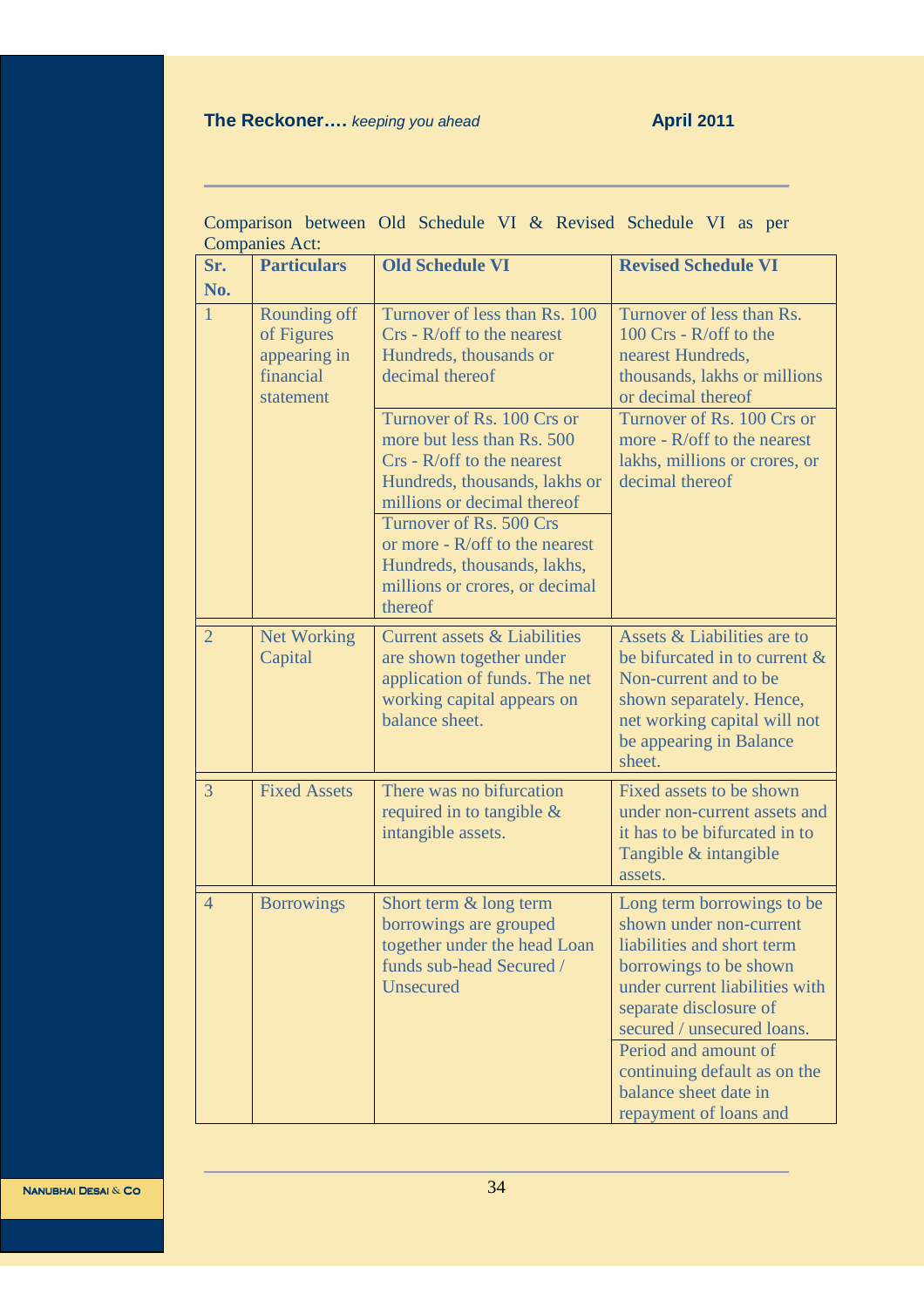Comparison between Old Schedule VI & Revised Schedule VI as per Companies Act:

| Sr. No. | Particulars | Old Schedule VI | Revised Schedule VI |
|---|---|---|---|
| 1 | Rounding off of Figures appearing in financial statement | Turnover of less than Rs. 100 Crs - R/off to the nearest Hundreds, thousands or decimal thereof | Turnover of less than Rs. 100 Crs - R/off to the nearest Hundreds, thousands, lakhs or millions or decimal thereof |
| | | Turnover of Rs. 100 Crs or more but less than Rs. 500 Crs - R/off to the nearest Hundreds, thousands, lakhs or millions or decimal thereof | Turnover of Rs. 100 Crs or more - R/off to the nearest lakhs, millions or crores, or decimal thereof |
| | | Turnover of Rs. 500 Crs or more - R/off to the nearest Hundreds, thousands, lakhs, millions or crores, or decimal thereof | |
| 2 | Net Working Capital | Current assets & Liabilities are shown together under application of funds. The net working capital appears on balance sheet. | Assets & Liabilities are to be bifurcated in to current & Non-current and to be shown separately. Hence, net working capital will not be appearing in Balance sheet. |
| 3 | Fixed Assets | There was no bifurcation required in to tangible & intangible assets. | Fixed assets to be shown under non-current assets and it has to be bifurcated in to Tangible & intangible assets. |
| 4 | Borrowings | Short term & long term borrowings are grouped together under the head Loan funds sub-head Secured / Unsecured | Long term borrowings to be shown under non-current liabilities and short term borrowings to be shown under current liabilities with separate disclosure of secured / unsecured loans. |
| | | | Period and amount of continuing default as on the balance sheet date in repayment of loans and |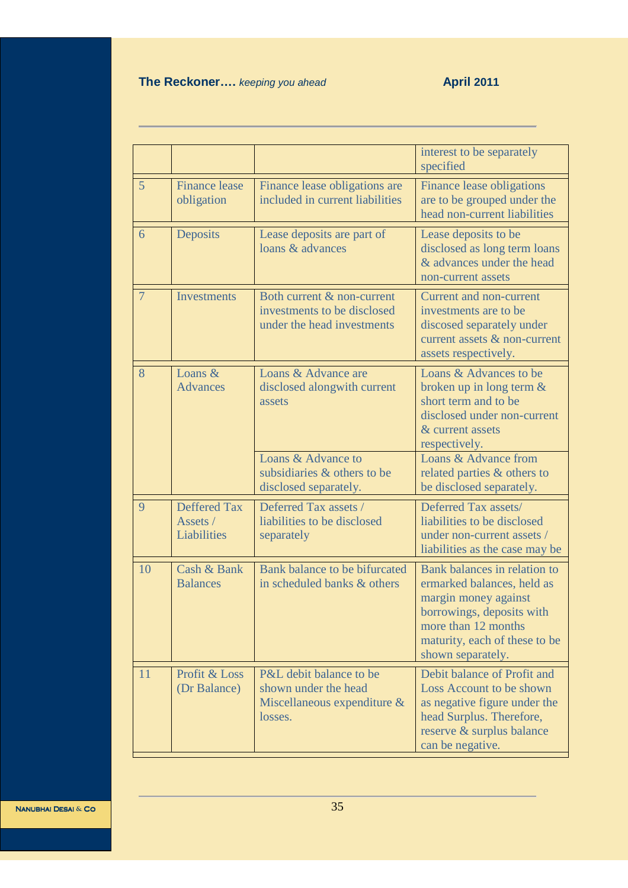| | | | |
|---|---|---|---|
| | | | interest to be separately specified |
| 5 | Finance lease obligation | Finance lease obligations are included in current liabilities | Finance lease obligations are to be grouped under the head non-current liabilities |
| 6 | Deposits | Lease deposits are part of loans & advances | Lease deposits to be disclosed as long term loans & advances under the head non-current assets |
| 7 | Investments | Both current & non-current investments to be disclosed under the head investments | Current and non-current investments are to be discosed separately under current assets & non-current assets respectively. |
| 8 | Loans & Advances | Loans & Advance are disclosed alongwith current assets | Loans & Advances to be broken up in long term & short term and to be disclosed under non-current & current assets respectively. |
| | | Loans & Advance to subsidiaries & others to be disclosed separately. | Loans & Advance from related parties & others to be disclosed separately. |
| 9 | Deffered Tax Assets / Liabilities | Deferred Tax assets / liabilities to be disclosed separately | Deferred Tax assets/ liabilities to be disclosed under non-current assets / liabilities as the case may be |
| 10 | Cash & Bank Balances | Bank balance to be bifurcated in scheduled banks & others | Bank balances in relation to ermarked balances, held as margin money against borrowings, deposits with more than 12 months maturity, each of these to be shown separately. |
| 11 | Profit & Loss (Dr Balance) | P&L debit balance to be shown under the head Miscellaneous expenditure & losses. | Debit balance of Profit and Loss Account to be shown as negative figure under the head Surplus. Therefore, reserve & surplus balance can be negative. |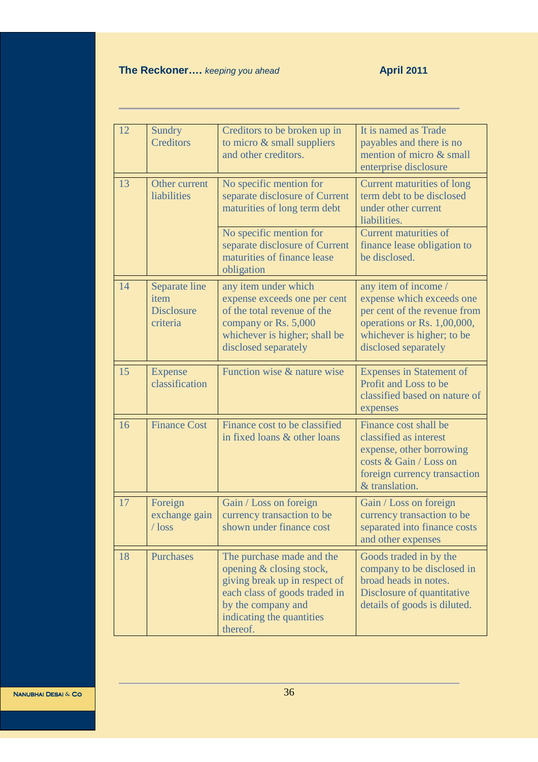| 12 | Sundry Creditors | Creditors to be broken up in to micro & small suppliers and other creditors. | It is named as Trade payables and there is no mention of micro & small enterprise disclosure |
|---|---|---|---|
| 13 | Other current liabilities | No specific mention for separate disclosure of Current maturities of long term debt | Current maturities of long term debt to be disclosed under other current liabilities. |
| | | No specific mention for separate disclosure of Current maturities of finance lease obligation | Current maturities of finance lease obligation to be disclosed. |
| 14 | Separate line item Disclosure criteria | any item under which expense exceeds one per cent of the total revenue of the company or Rs. 5,000 whichever is higher; shall be disclosed separately | any item of income / expense which exceeds one per cent of the revenue from operations or Rs. 1,00,000, whichever is higher; to be disclosed separately |
| 15 | Expense classification | Function wise & nature wise | Expenses in Statement of Profit and Loss to be classified based on nature of expenses |
| 16 | Finance Cost | Finance cost to be classified in fixed loans & other loans | Finance cost shall be classified as interest expense, other borrowing costs & Gain / Loss on foreign currency transaction & translation. |
| 17 | Foreign exchange gain / loss | Gain / Loss on foreign currency transaction to be shown under finance cost | Gain / Loss on foreign currency transaction to be separated into finance costs and other expenses |
| 18 | Purchases | The purchase made and the opening & closing stock, giving break up in respect of each class of goods traded in by the company and indicating the quantities thereof. | Goods traded in by the company to be disclosed in broad heads in notes. Disclosure of quantitative details of goods is diluted. |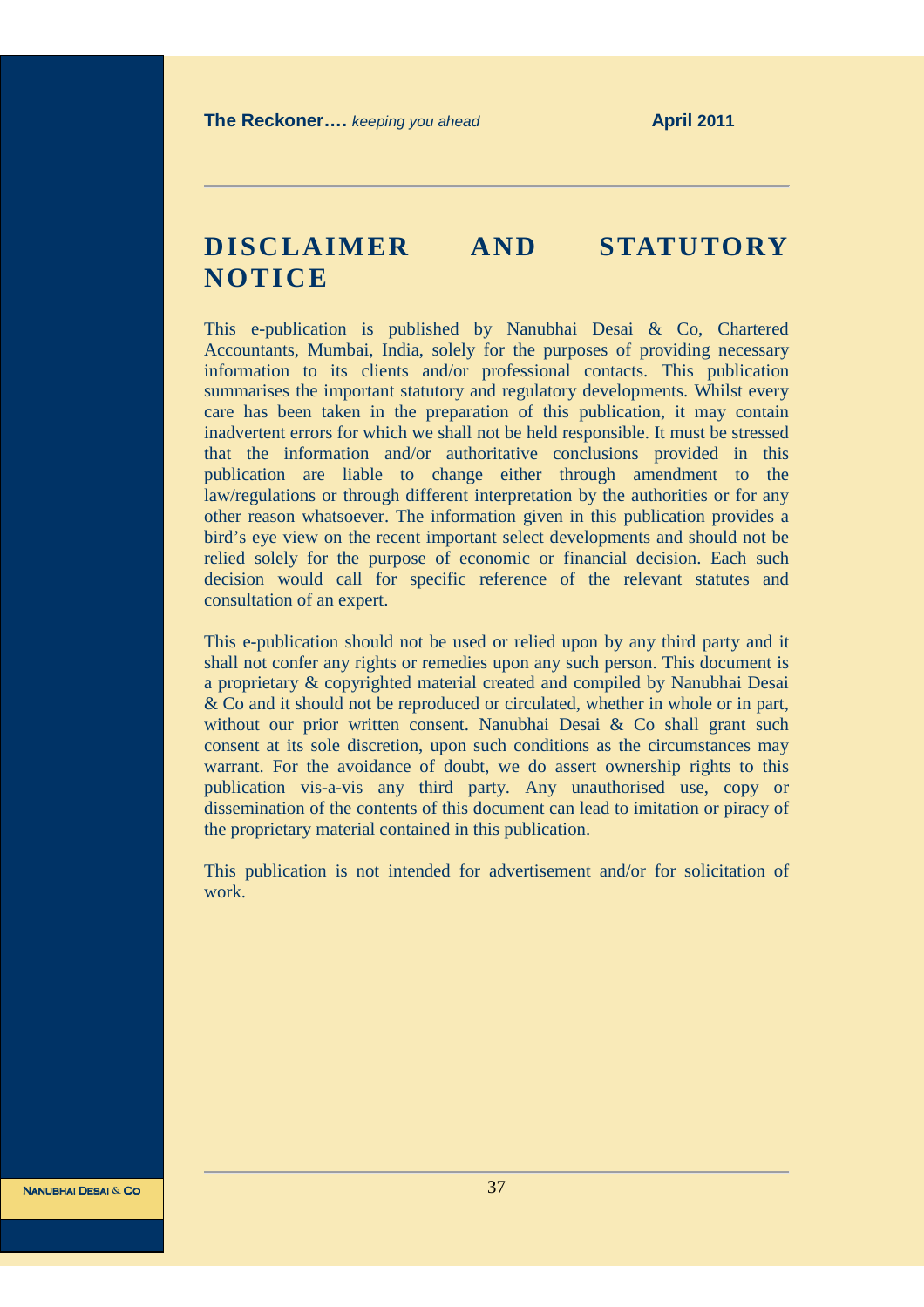# DISCLAIMER AND STATUTORY NOTICE

This e-publication is published by Nanubhai Desai & Co, Chartered Accountants, Mumbai, India, solely for the purposes of providing necessary information to its clients and/or professional contacts. This publication summarises the important statutory and regulatory developments. Whilst every care has been taken in the preparation of this publication, it may contain inadvertent errors for which we shall not be held responsible. It must be stressed that the information and/or authoritative conclusions provided in this publication are liable to change either through amendment to the law/regulations or through different interpretation by the authorities or for any other reason whatsoever. The information given in this publication provides a bird's eye view on the recent important select developments and should not be relied solely for the purpose of economic or financial decision. Each such decision would call for specific reference of the relevant statutes and consultation of an expert.

This e-publication should not be used or relied upon by any third party and it shall not confer any rights or remedies upon any such person. This document is a proprietary & copyrighted material created and compiled by Nanubhai Desai & Co and it should not be reproduced or circulated, whether in whole or in part, without our prior written consent. Nanubhai Desai & Co shall grant such consent at its sole discretion, upon such conditions as the circumstances may warrant. For the avoidance of doubt, we do assert ownership rights to this publication vis-a-vis any third party. Any unauthorised use, copy or dissemination of the contents of this document can lead to imitation or piracy of the proprietary material contained in this publication.

This publication is not intended for advertisement and/or for solicitation of work.